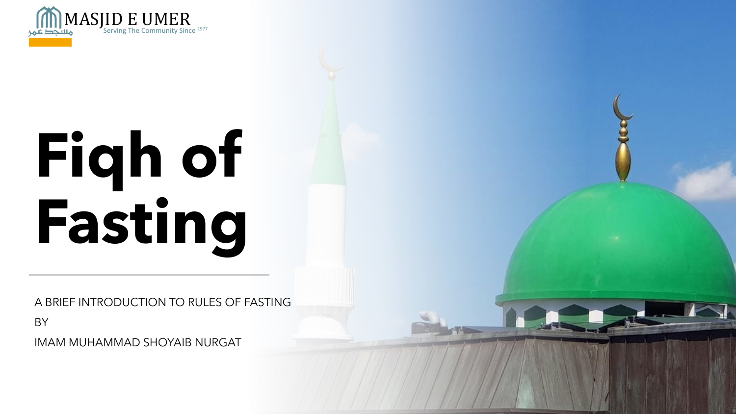MASJID E UMER
Serving The Community Since 1977

# Fiqh of Fasting

A BRIEF INTRODUCTION TO RULES OF FASTING

BY

IMAM MUHAMMAD SHOYAIB NURGAT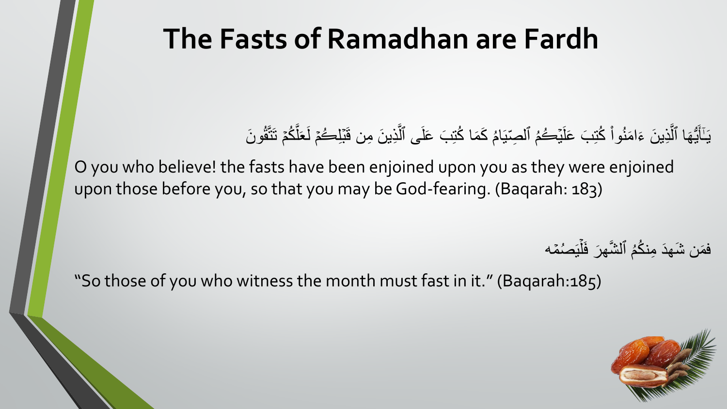# The Fasts of Ramadhan are Fardh

يَـٰٓأَيُّهَا ٱلَّذِينَ ءَامَنُوا۟ كُتِبَ عَلَيْكُمُ ٱلصِّيَامُ كَمَا كُتِبَ عَلَى ٱلَّذِينَ مِن قَبْلِكُمْ لَعَلَّكُمْ تَتَّقُونَ

O you who believe! the fasts have been enjoined upon you as they were enjoined upon those before you, so that you may be God-fearing. (Baqarah: 183)

فمَن شَهِدَ مِنكُمُ ٱلشَّهرَ فَلْيَصُمْه

"So those of you who witness the month must fast in it." (Baqarah:185)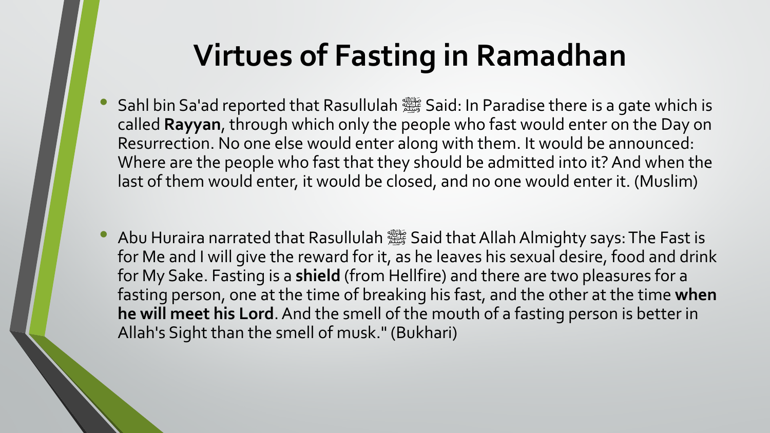# Virtues of Fasting in Ramadhan

- Sahl bin Sa'ad reported that Rasullulah ﷺ Said: In Paradise there is a gate which is called **Rayyan**, through which only the people who fast would enter on the Day on Resurrection. No one else would enter along with them. It would be announced: Where are the people who fast that they should be admitted into it? And when the last of them would enter, it would be closed, and no one would enter it. (Muslim)

- Abu Huraira narrated that Rasullulah ﷺ Said that Allah Almighty says: The Fast is for Me and I will give the reward for it, as he leaves his sexual desire, food and drink for My Sake. Fasting is a **shield** (from Hellfire) and there are two pleasures for a fasting person, one at the time of breaking his fast, and the other at the time **when he will meet his Lord**. And the smell of the mouth of a fasting person is better in Allah's Sight than the smell of musk." (Bukhari)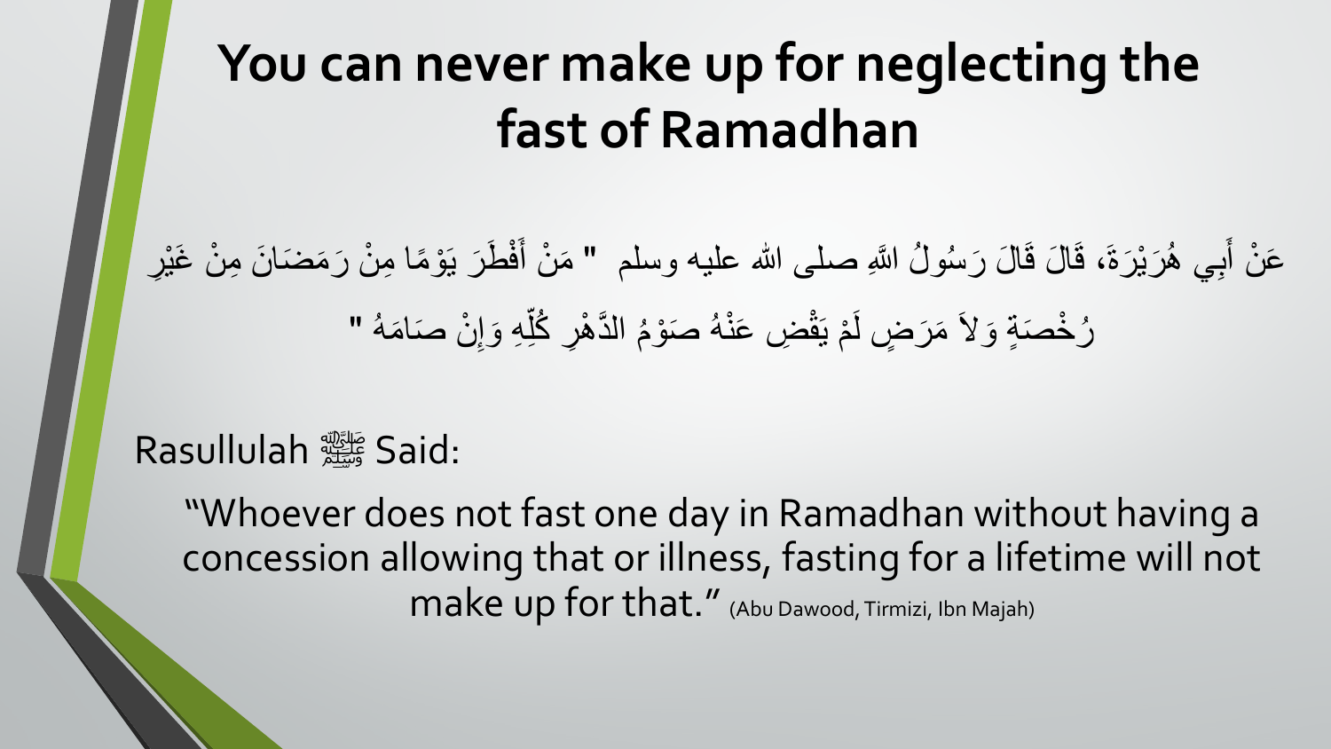# You can never make up for neglecting the fast of Ramadhan

عَنْ أَبِي هُرَيْرَةَ، قَالَ قَالَ رَسُولُ اللَّهِ صلى الله عليه وسلم " مَنْ أَفْطَرَ يَوْمًا مِنْ رَمَضَانَ مِنْ غَيْرِ رُخْصَةٍ وَلاَ مَرَضٍ لَمْ يَقْضِ عَنْهُ صَوْمُ الدَّهْرِ كُلِّهِ وَإِنْ صَامَهُ "

Rasullulah ﷺ Said:

"Whoever does not fast one day in Ramadhan without having a concession allowing that or illness, fasting for a lifetime will not make up for that." (Abu Dawood, Tirmizi, Ibn Majah)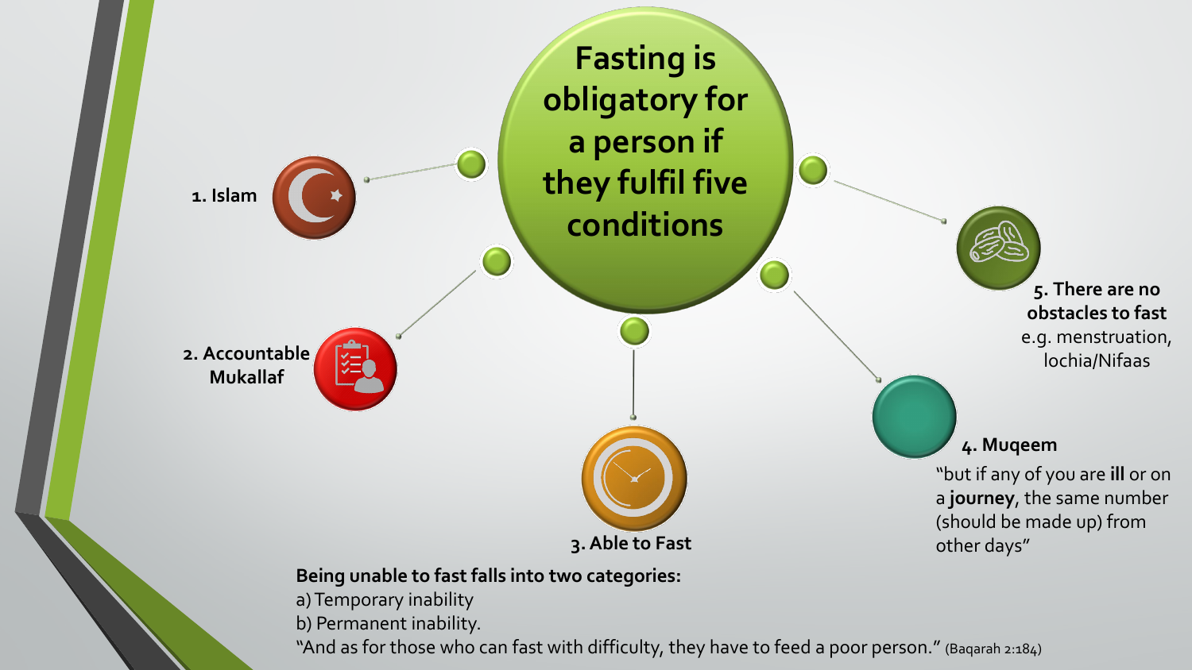# Fasting is obligatory for a person if they fulfil five conditions

**1. Islam**

**2. Accountable Mukallaf**

**3. Able to Fast**

**4. Muqeem**

"but if any of you are **ill** or on a **journey**, the same number (should be made up) from other days"

**5. There are no obstacles to fast**
e.g. menstruation, lochia/Nifaas

**Being unable to fast falls into two categories:**

a) Temporary inability
b) Permanent inability.

"And as for those who can fast with difficulty, they have to feed a poor person." (Baqarah 2:184)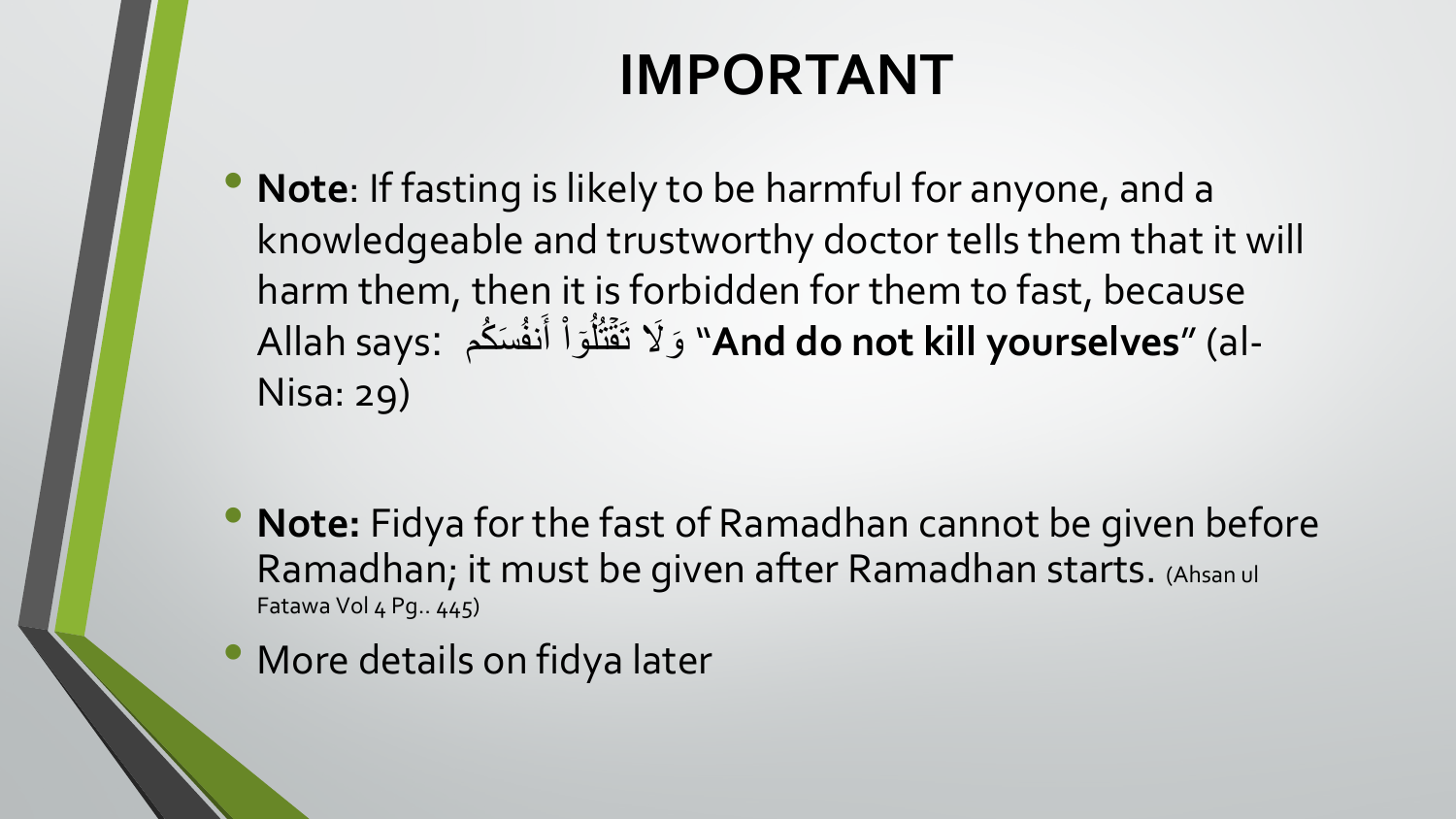# IMPORTANT

- **Note**: If fasting is likely to be harmful for anyone, and a knowledgeable and trustworthy doctor tells them that it will harm them, then it is forbidden for them to fast, because Allah says: وَلَا تَقْتُلُوٓاْ أَنفُسَكُم "**And do not kill yourselves**" (al-Nisa: 29)

- **Note:** Fidya for the fast of Ramadhan cannot be given before Ramadhan; it must be given after Ramadhan starts. (Ahsan ul Fatawa Vol 4 Pg.. 445)
- More details on fidya later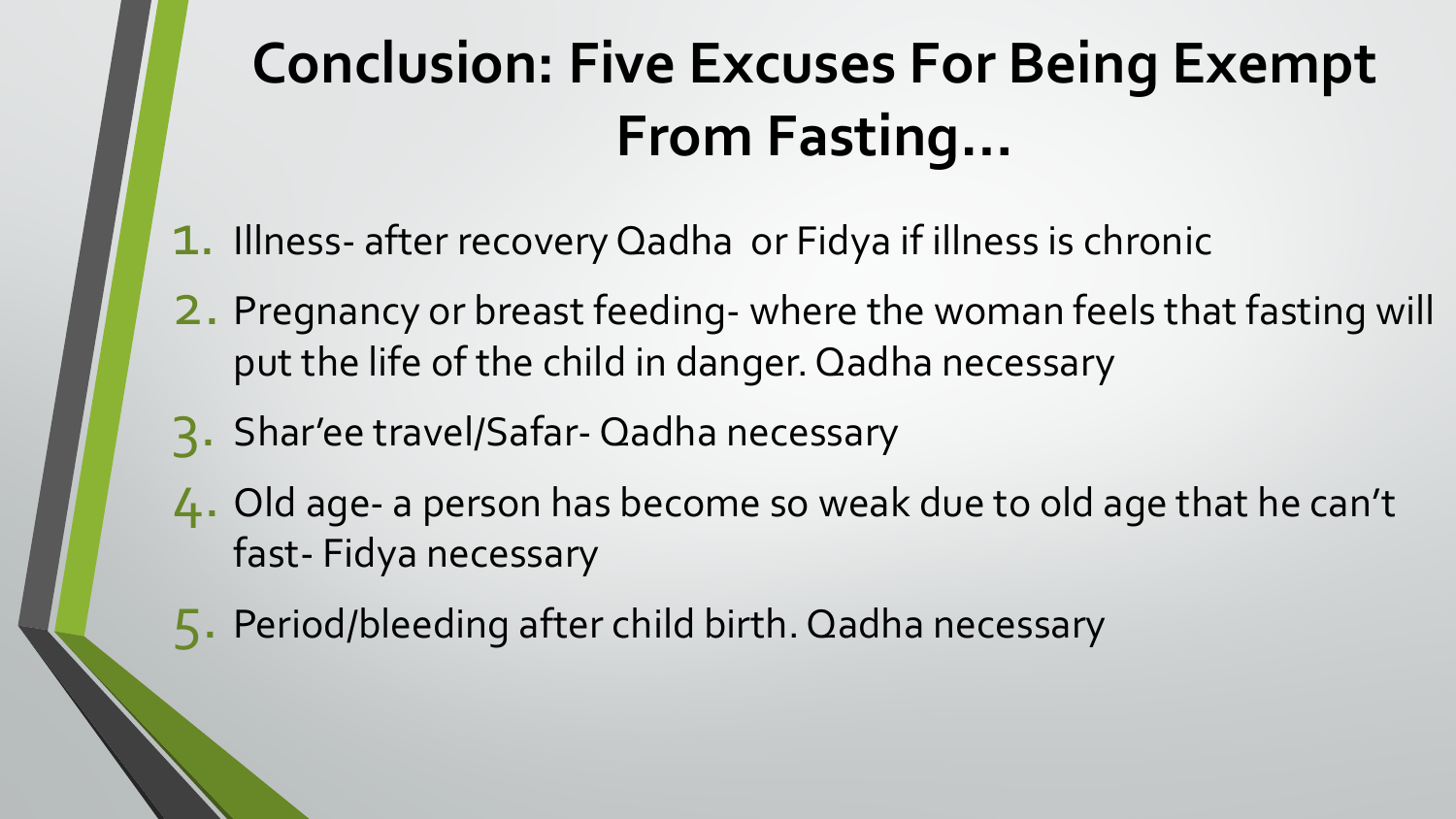# Conclusion: Five Excuses For Being Exempt From Fasting…

1. Illness- after recovery Qadha or Fidya if illness is chronic
2. Pregnancy or breast feeding- where the woman feels that fasting will put the life of the child in danger. Qadha necessary
3. Shar'ee travel/Safar- Qadha necessary
4. Old age- a person has become so weak due to old age that he can't fast- Fidya necessary
5. Period/bleeding after child birth. Qadha necessary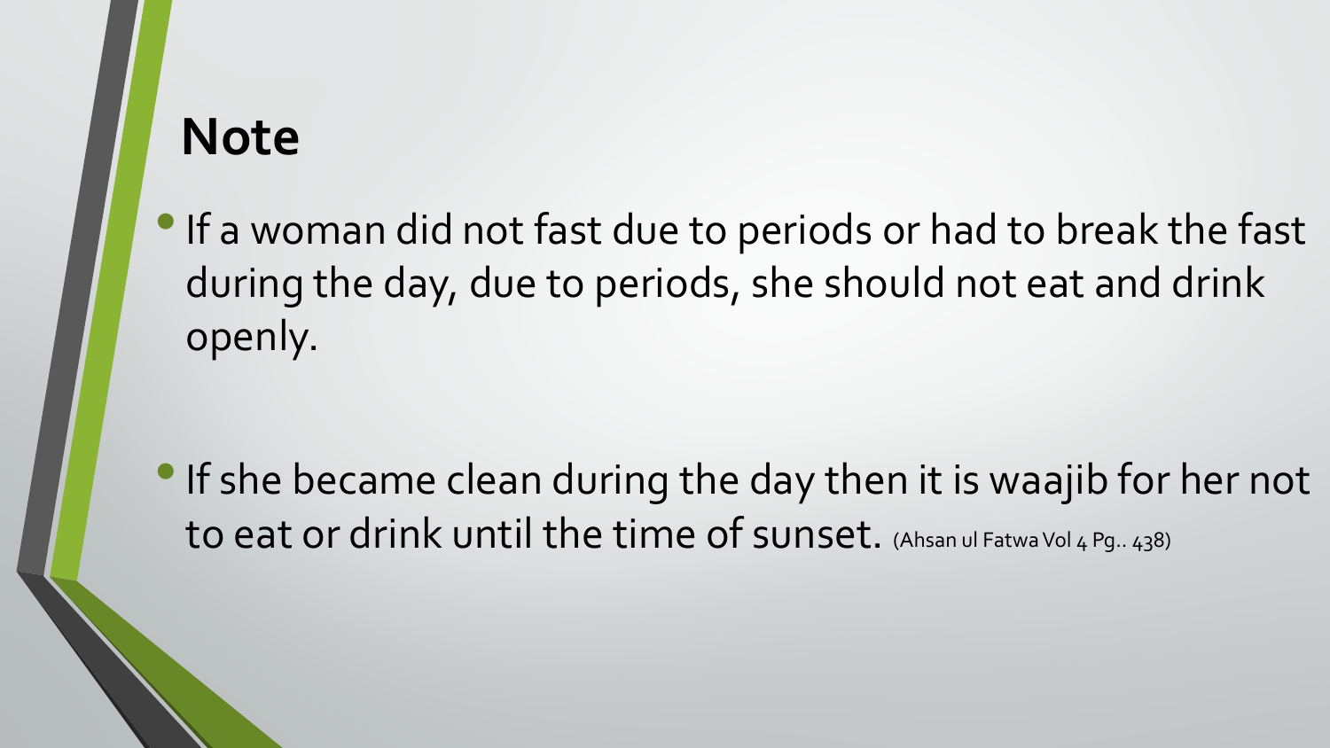# Note

- If a woman did not fast due to periods or had to break the fast during the day, due to periods, she should not eat and drink openly.

- If she became clean during the day then it is waajib for her not to eat or drink until the time of sunset. (Ahsan ul Fatwa Vol 4 Pg.. 438)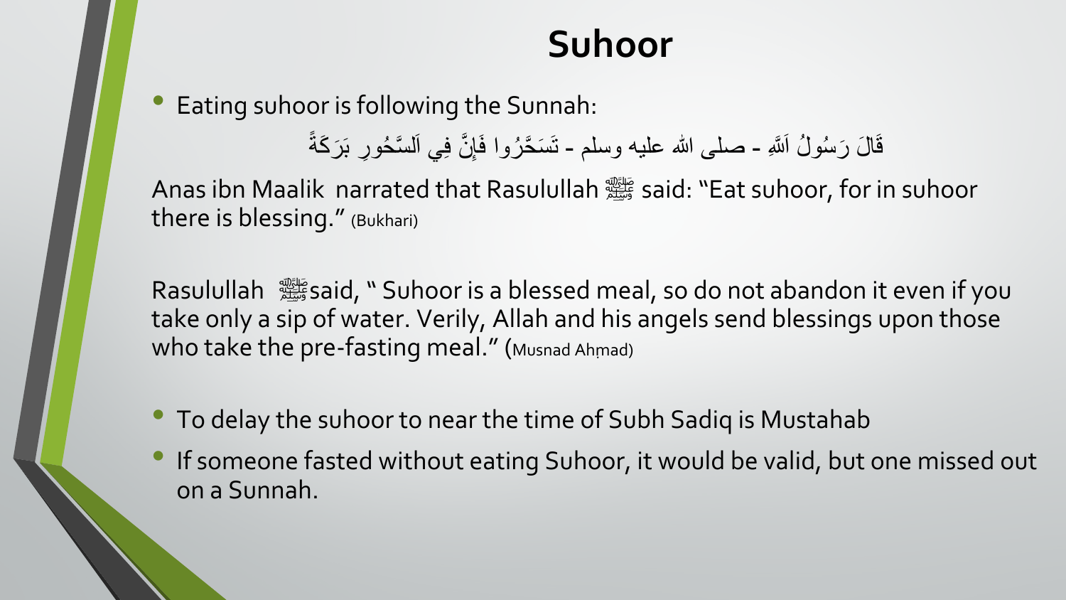# Suhoor

- Eating suhoor is following the Sunnah:

قَالَ رَسُولُ اَللَّهِ - صلى الله عليه وسلم - تَسَحَّرُوا فَإِنَّ فِي اَلسَّحُورِ بَرَكَةً

Anas ibn Maalik narrated that Rasulullah ﷺ said: "Eat suhoor, for in suhoor there is blessing." (Bukhari)

Rasulullah ﷺ said, " Suhoor is a blessed meal, so do not abandon it even if you take only a sip of water. Verily, Allah and his angels send blessings upon those who take the pre-fasting meal." (Musnad Aḥmad)

- To delay the suhoor to near the time of Subh Sadiq is Mustahab
- If someone fasted without eating Suhoor, it would be valid, but one missed out on a Sunnah.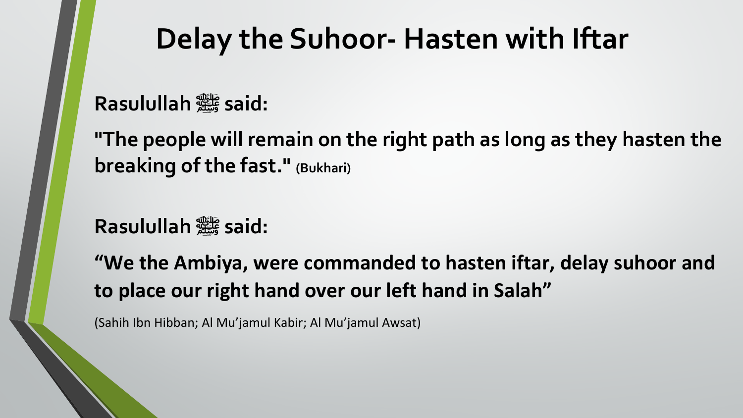# Delay the Suhoor- Hasten with Iftar

**Rasulullah ﷺ said:**

**"The people will remain on the right path as long as they hasten the breaking of the fast."** **(Bukhari)**

**Rasulullah ﷺ said:**

**"We the Ambiya, were commanded to hasten iftar, delay suhoor and to place our right hand over our left hand in Salah"**

(Sahih Ibn Hibban; Al Mu'jamul Kabir; Al Mu'jamul Awsat)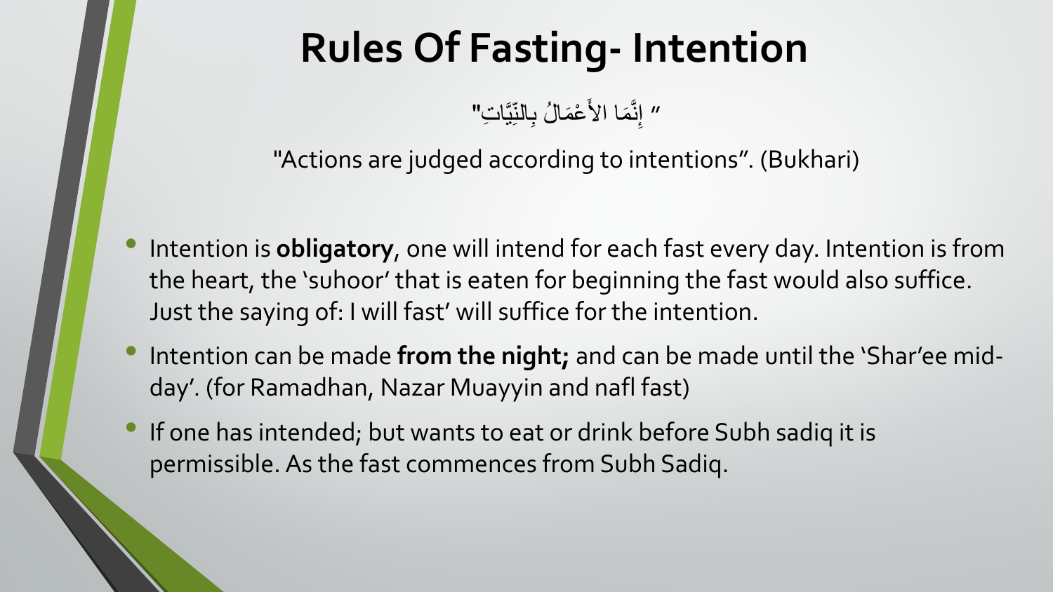# Rules Of Fasting- Intention

" إِنَّمَا الأَعْمَالُ بِالنِّيَّاتِ"

"Actions are judged according to intentions". (Bukhari)

- Intention is **obligatory**, one will intend for each fast every day. Intention is from the heart, the 'suhoor' that is eaten for beginning the fast would also suffice. Just the saying of: I will fast' will suffice for the intention.
- Intention can be made **from the night;** and can be made until the 'Shar'ee mid-day'. (for Ramadhan, Nazar Muayyin and nafl fast)
- If one has intended; but wants to eat or drink before Subh sadiq it is permissible. As the fast commences from Subh Sadiq.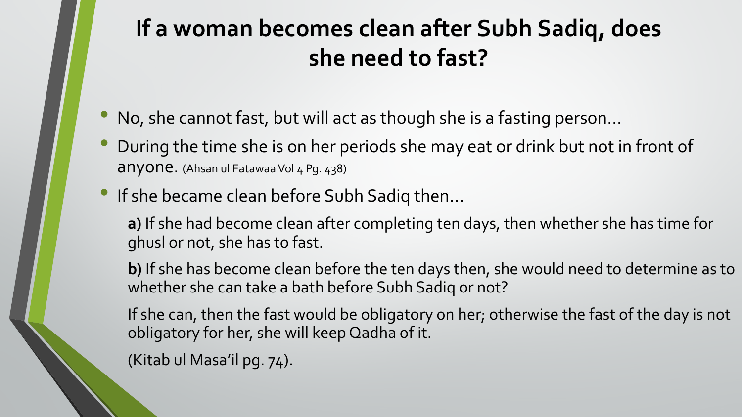# If a woman becomes clean after Subh Sadiq, does she need to fast?

- No, she cannot fast, but will act as though she is a fasting person…
- During the time she is on her periods she may eat or drink but not in front of anyone. (Ahsan ul Fatawaa Vol 4 Pg. 438)
- If she became clean before Subh Sadiq then…

  **a)** If she had become clean after completing ten days, then whether she has time for ghusl or not, she has to fast.

  **b)** If she has become clean before the ten days then, she would need to determine as to whether she can take a bath before Subh Sadiq or not?

  If she can, then the fast would be obligatory on her; otherwise the fast of the day is not obligatory for her, she will keep Qadha of it.

  (Kitab ul Masa'il pg. 74).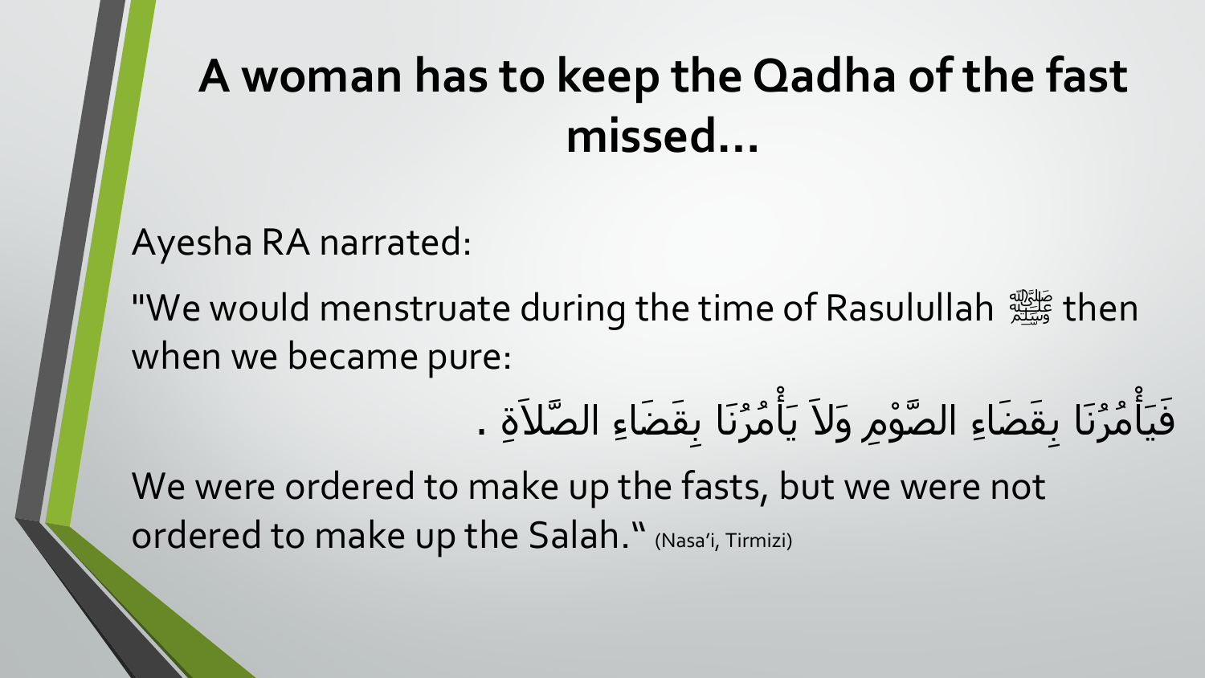# A woman has to keep the Qadha of the fast missed…

Ayesha RA narrated:

"We would menstruate during the time of Rasulullah ﷺ then when we became pure:

فَيَأْمُرُنَا بِقَضَاءِ الصَّوْمِ وَلاَ يَأْمُرُنَا بِقَضَاءِ الصَّلاَةِ .

We were ordered to make up the fasts, but we were not ordered to make up the Salah." (Nasa'i, Tirmizi)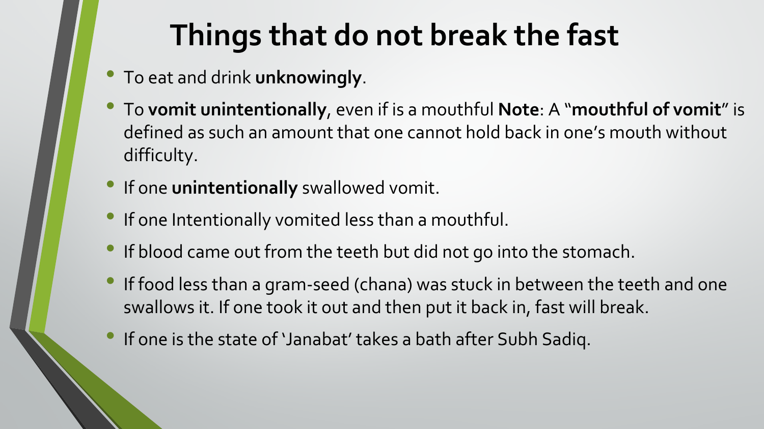# Things that do not break the fast

- To eat and drink **unknowingly**.
- To **vomit unintentionally**, even if is a mouthful **Note**: A "**mouthful of vomit**" is defined as such an amount that one cannot hold back in one's mouth without difficulty.
- If one **unintentionally** swallowed vomit.
- If one Intentionally vomited less than a mouthful.
- If blood came out from the teeth but did not go into the stomach.
- If food less than a gram-seed (chana) was stuck in between the teeth and one swallows it. If one took it out and then put it back in, fast will break.
- If one is the state of 'Janabat' takes a bath after Subh Sadiq.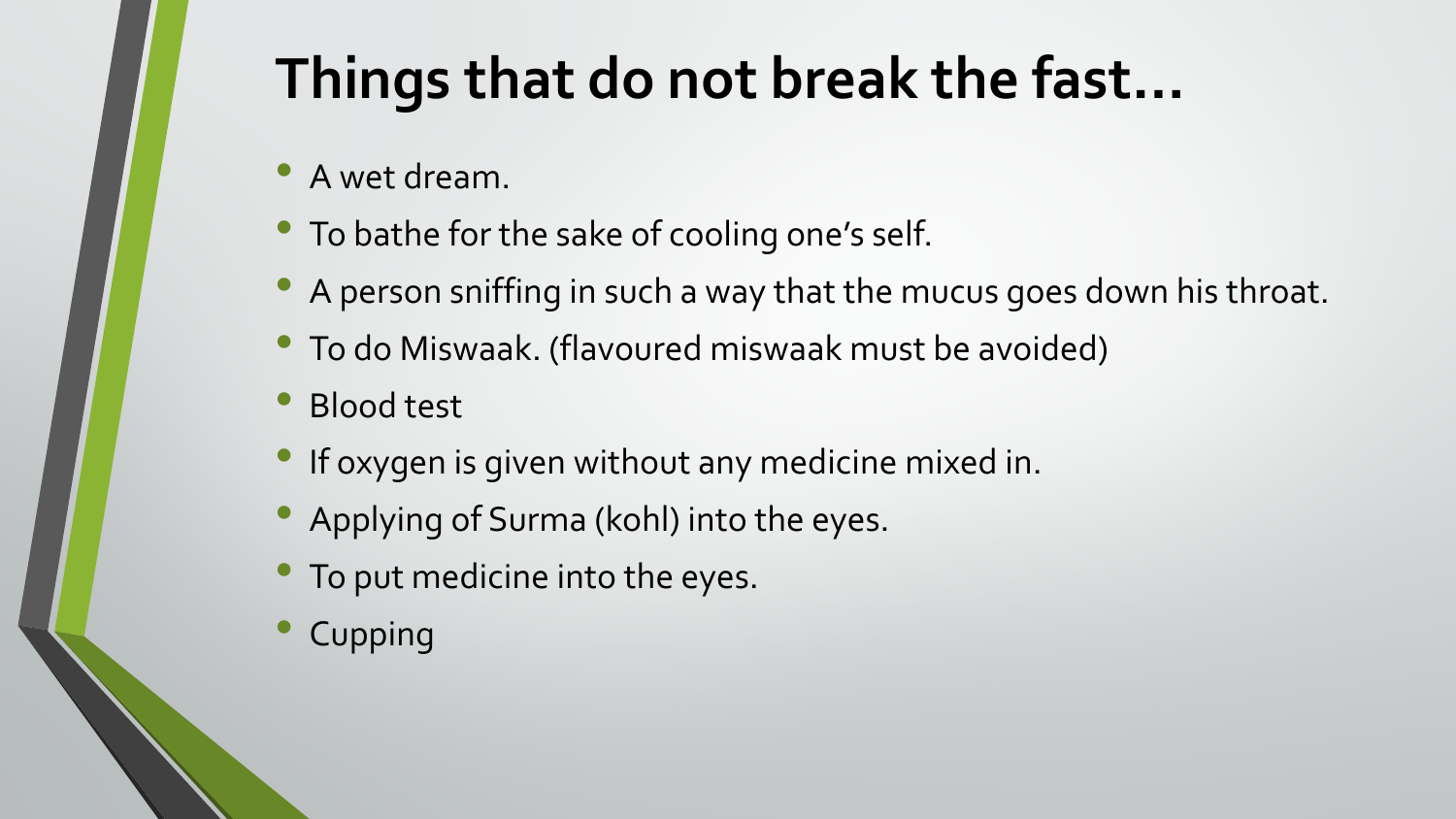# Things that do not break the fast…

- A wet dream.
- To bathe for the sake of cooling one's self.
- A person sniffing in such a way that the mucus goes down his throat.
- To do Miswaak. (flavoured miswaak must be avoided)
- Blood test
- If oxygen is given without any medicine mixed in.
- Applying of Surma (kohl) into the eyes.
- To put medicine into the eyes.
- Cupping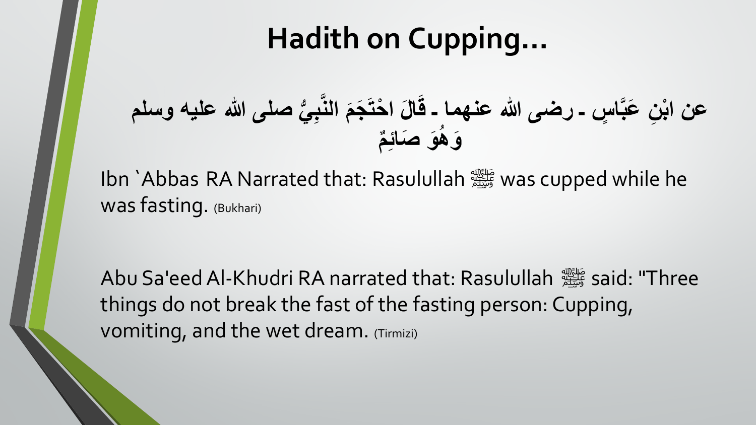# Hadith on Cupping…

عن ابْنِ عَبَّاسٍ ـ رضى الله عنهما ـ قَالَ احْتَجَمَ النَّبِيُّ صلى الله عليه وسلم وَهُوَ صَائِمٌ

Ibn `Abbas RA Narrated that: Rasulullah ﷺ was cupped while he was fasting. (Bukhari)

Abu Sa'eed Al-Khudri RA narrated that: Rasulullah ﷺ said: "Three things do not break the fast of the fasting person: Cupping, vomiting, and the wet dream. (Tirmizi)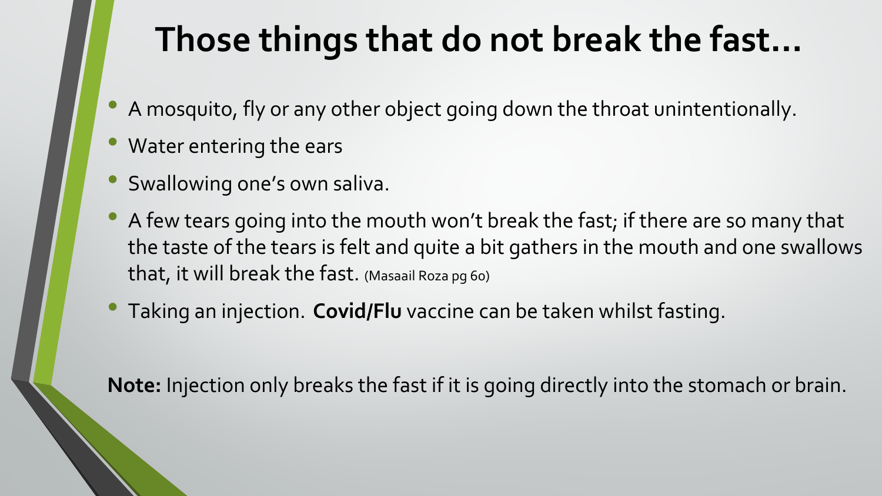# Those things that do not break the fast…

- A mosquito, fly or any other object going down the throat unintentionally.
- Water entering the ears
- Swallowing one's own saliva.
- A few tears going into the mouth won't break the fast; if there are so many that the taste of the tears is felt and quite a bit gathers in the mouth and one swallows that, it will break the fast. (Masaail Roza pg 60)
- Taking an injection. **Covid/Flu** vaccine can be taken whilst fasting.

**Note:** Injection only breaks the fast if it is going directly into the stomach or brain.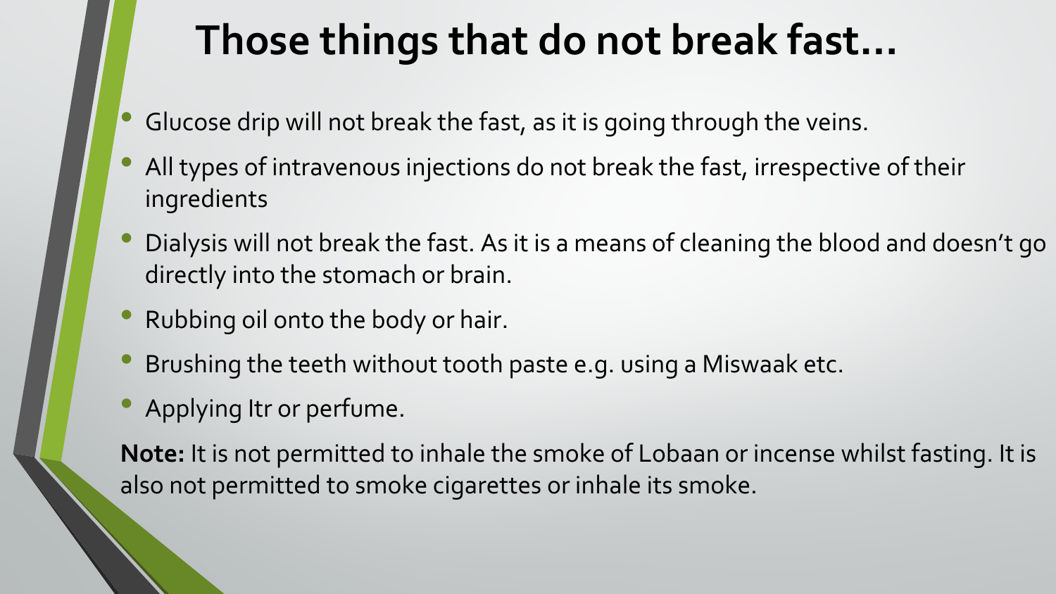# Those things that do not break fast…

- Glucose drip will not break the fast, as it is going through the veins.
- All types of intravenous injections do not break the fast, irrespective of their ingredients
- Dialysis will not break the fast. As it is a means of cleaning the blood and doesn't go directly into the stomach or brain.
- Rubbing oil onto the body or hair.
- Brushing the teeth without tooth paste e.g. using a Miswaak etc.
- Applying Itr or perfume.

**Note:** It is not permitted to inhale the smoke of Lobaan or incense whilst fasting. It is also not permitted to smoke cigarettes or inhale its smoke.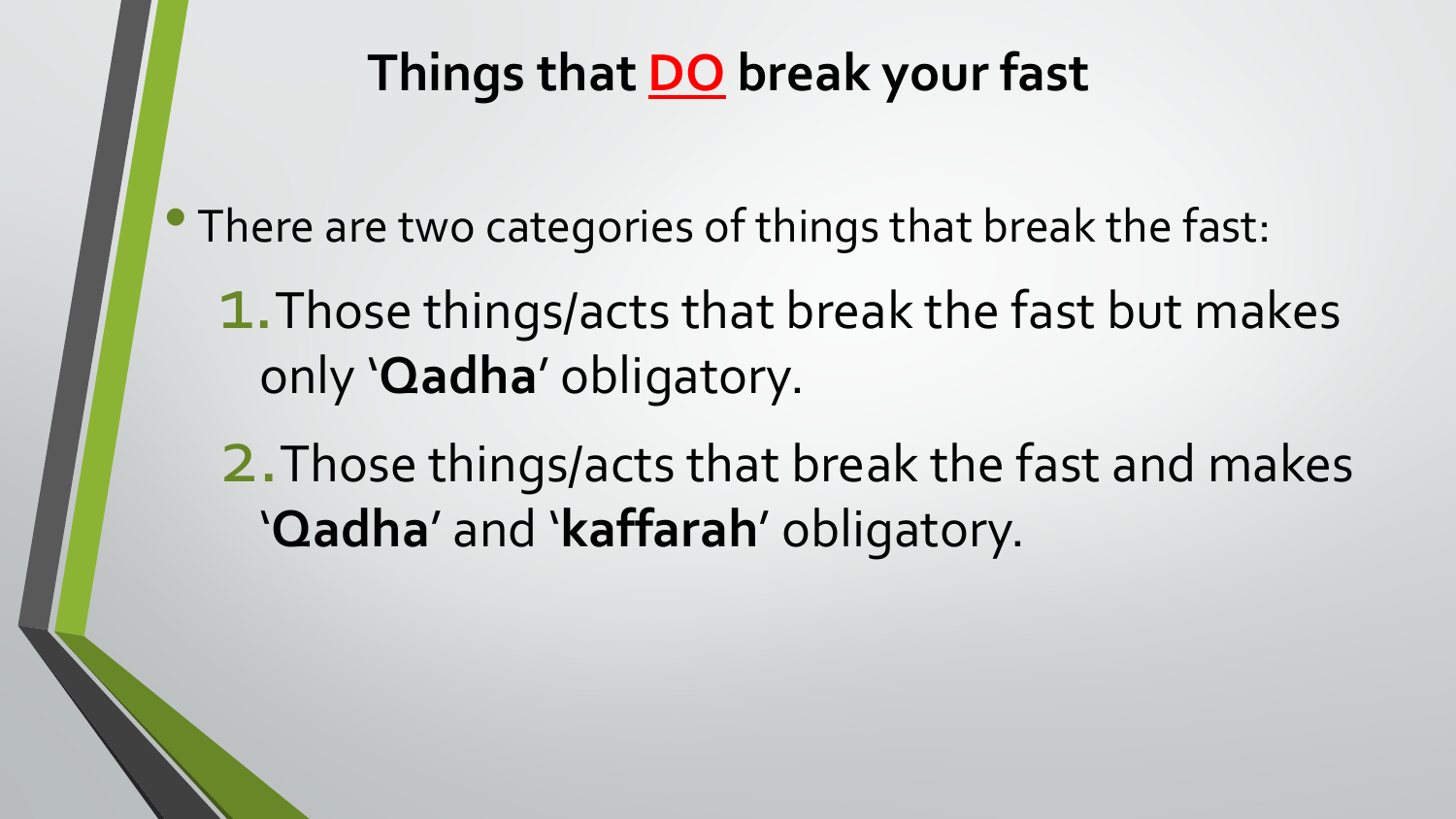# Things that DO break your fast

- There are two categories of things that break the fast:
  1. Those things/acts that break the fast but makes only '**Qadha**' obligatory.
  2. Those things/acts that break the fast and makes '**Qadha**' and '**kaffarah**' obligatory.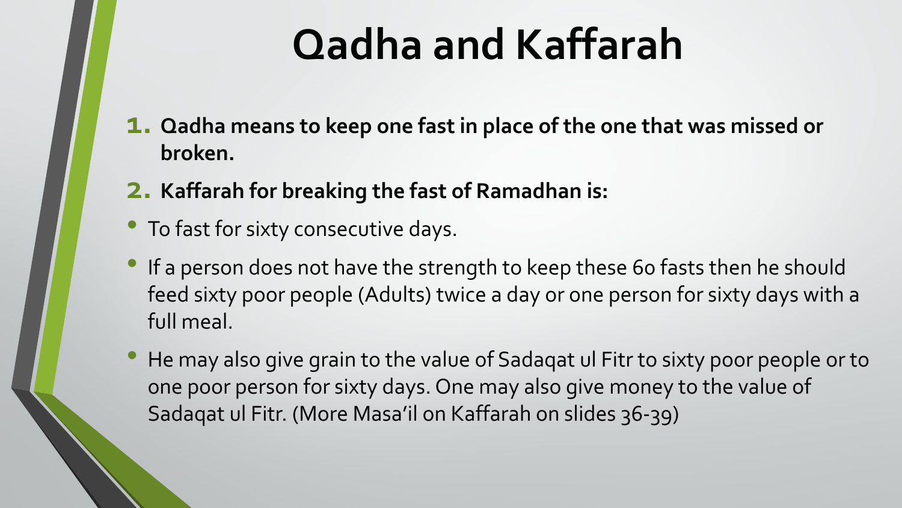# Qadha and Kaffarah

1. **Qadha means to keep one fast in place of the one that was missed or broken.**
2. **Kaffarah for breaking the fast of Ramadhan is:**

- To fast for sixty consecutive days.
- If a person does not have the strength to keep these 60 fasts then he should feed sixty poor people (Adults) twice a day or one person for sixty days with a full meal.
- He may also give grain to the value of Sadaqat ul Fitr to sixty poor people or to one poor person for sixty days. One may also give money to the value of Sadaqat ul Fitr. (More Masa'il on Kaffarah on slides 36-39)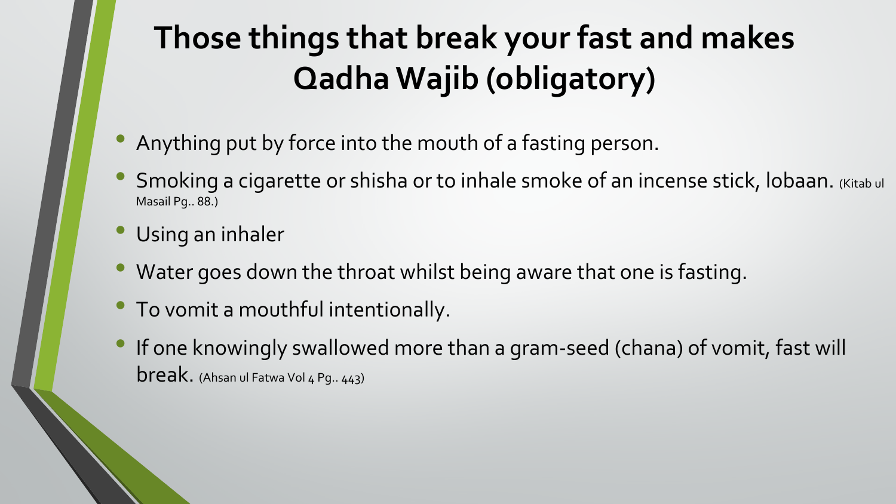# Those things that break your fast and makes Qadha Wajib (obligatory)

- Anything put by force into the mouth of a fasting person.
- Smoking a cigarette or shisha or to inhale smoke of an incense stick, lobaan. (Kitab ul Masail Pg.. 88.)
- Using an inhaler
- Water goes down the throat whilst being aware that one is fasting.
- To vomit a mouthful intentionally.
- If one knowingly swallowed more than a gram-seed (chana) of vomit, fast will break. (Ahsan ul Fatwa Vol 4 Pg.. 443)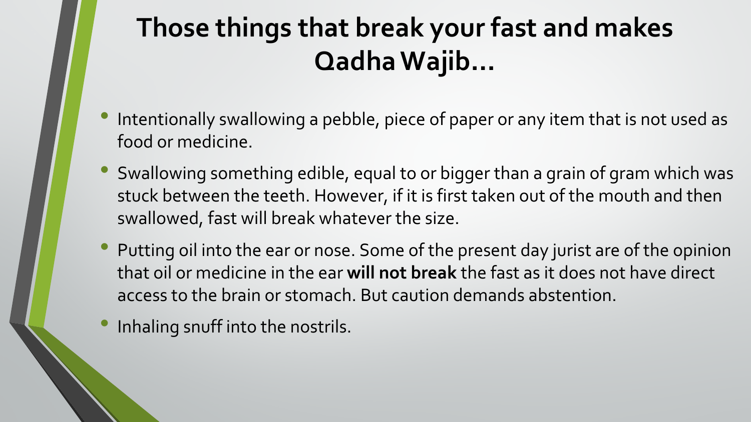# Those things that break your fast and makes Qadha Wajib…

- Intentionally swallowing a pebble, piece of paper or any item that is not used as food or medicine.
- Swallowing something edible, equal to or bigger than a grain of gram which was stuck between the teeth. However, if it is first taken out of the mouth and then swallowed, fast will break whatever the size.
- Putting oil into the ear or nose. Some of the present day jurist are of the opinion that oil or medicine in the ear **will not break** the fast as it does not have direct access to the brain or stomach. But caution demands abstention.
- Inhaling snuff into the nostrils.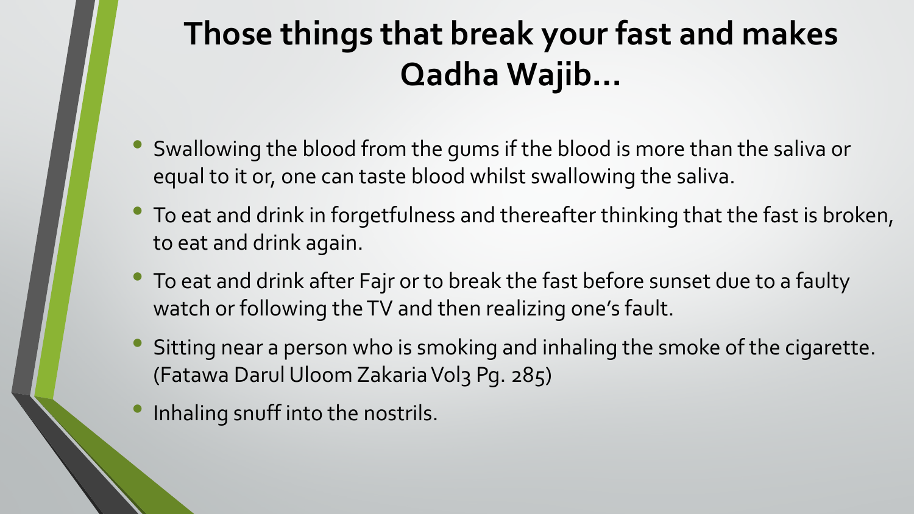# Those things that break your fast and makes Qadha Wajib…

- Swallowing the blood from the gums if the blood is more than the saliva or equal to it or, one can taste blood whilst swallowing the saliva.
- To eat and drink in forgetfulness and thereafter thinking that the fast is broken, to eat and drink again.
- To eat and drink after Fajr or to break the fast before sunset due to a faulty watch or following the TV and then realizing one's fault.
- Sitting near a person who is smoking and inhaling the smoke of the cigarette. (Fatawa Darul Uloom Zakaria Vol3 Pg. 285)
- Inhaling snuff into the nostrils.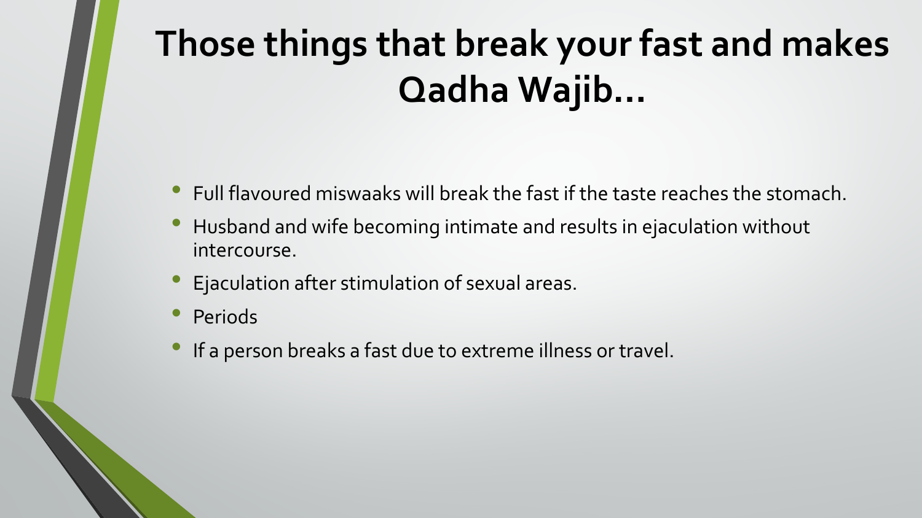# Those things that break your fast and makes Qadha Wajib…

- Full flavoured miswaaks will break the fast if the taste reaches the stomach.
- Husband and wife becoming intimate and results in ejaculation without intercourse.
- Ejaculation after stimulation of sexual areas.
- Periods
- If a person breaks a fast due to extreme illness or travel.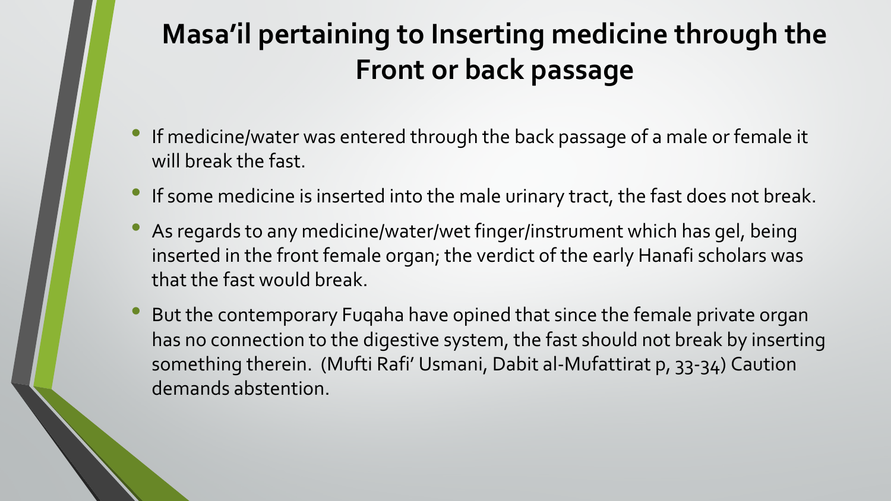# Masa'il pertaining to Inserting medicine through the Front or back passage

- If medicine/water was entered through the back passage of a male or female it will break the fast.
- If some medicine is inserted into the male urinary tract, the fast does not break.
- As regards to any medicine/water/wet finger/instrument which has gel, being inserted in the front female organ; the verdict of the early Hanafi scholars was that the fast would break.
- But the contemporary Fuqaha have opined that since the female private organ has no connection to the digestive system, the fast should not break by inserting something therein. (Mufti Rafi' Usmani, Dabit al-Mufattirat p, 33-34) Caution demands abstention.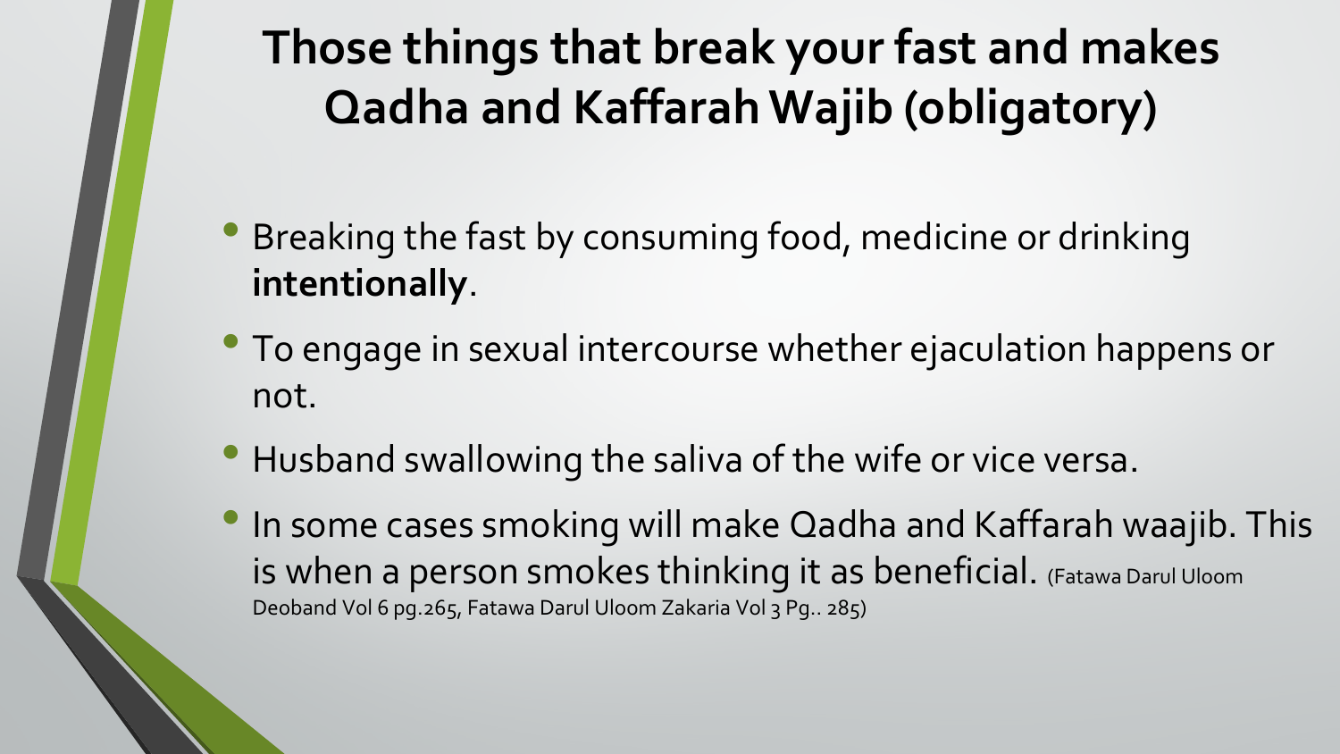# Those things that break your fast and makes Qadha and Kaffarah Wajib (obligatory)

- Breaking the fast by consuming food, medicine or drinking **intentionally**.
- To engage in sexual intercourse whether ejaculation happens or not.
- Husband swallowing the saliva of the wife or vice versa.
- In some cases smoking will make Qadha and Kaffarah waajib. This is when a person smokes thinking it as beneficial. (Fatawa Darul Uloom Deoband Vol 6 pg.265, Fatawa Darul Uloom Zakaria Vol 3 Pg.. 285)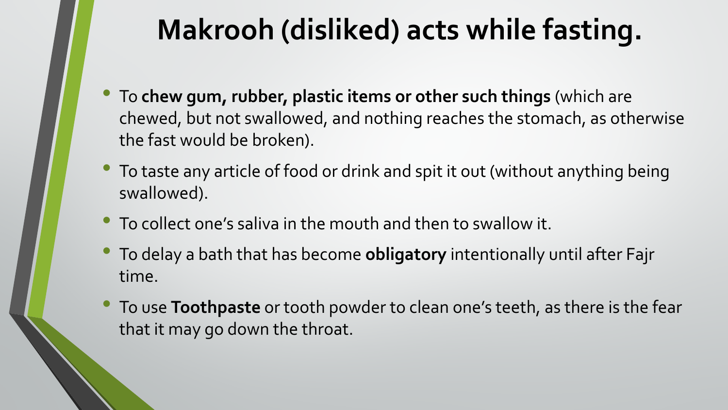# Makrooh (disliked) acts while fasting.

- To **chew gum, rubber, plastic items or other such things** (which are chewed, but not swallowed, and nothing reaches the stomach, as otherwise the fast would be broken).
- To taste any article of food or drink and spit it out (without anything being swallowed).
- To collect one's saliva in the mouth and then to swallow it.
- To delay a bath that has become **obligatory** intentionally until after Fajr time.
- To use **Toothpaste** or tooth powder to clean one's teeth, as there is the fear that it may go down the throat.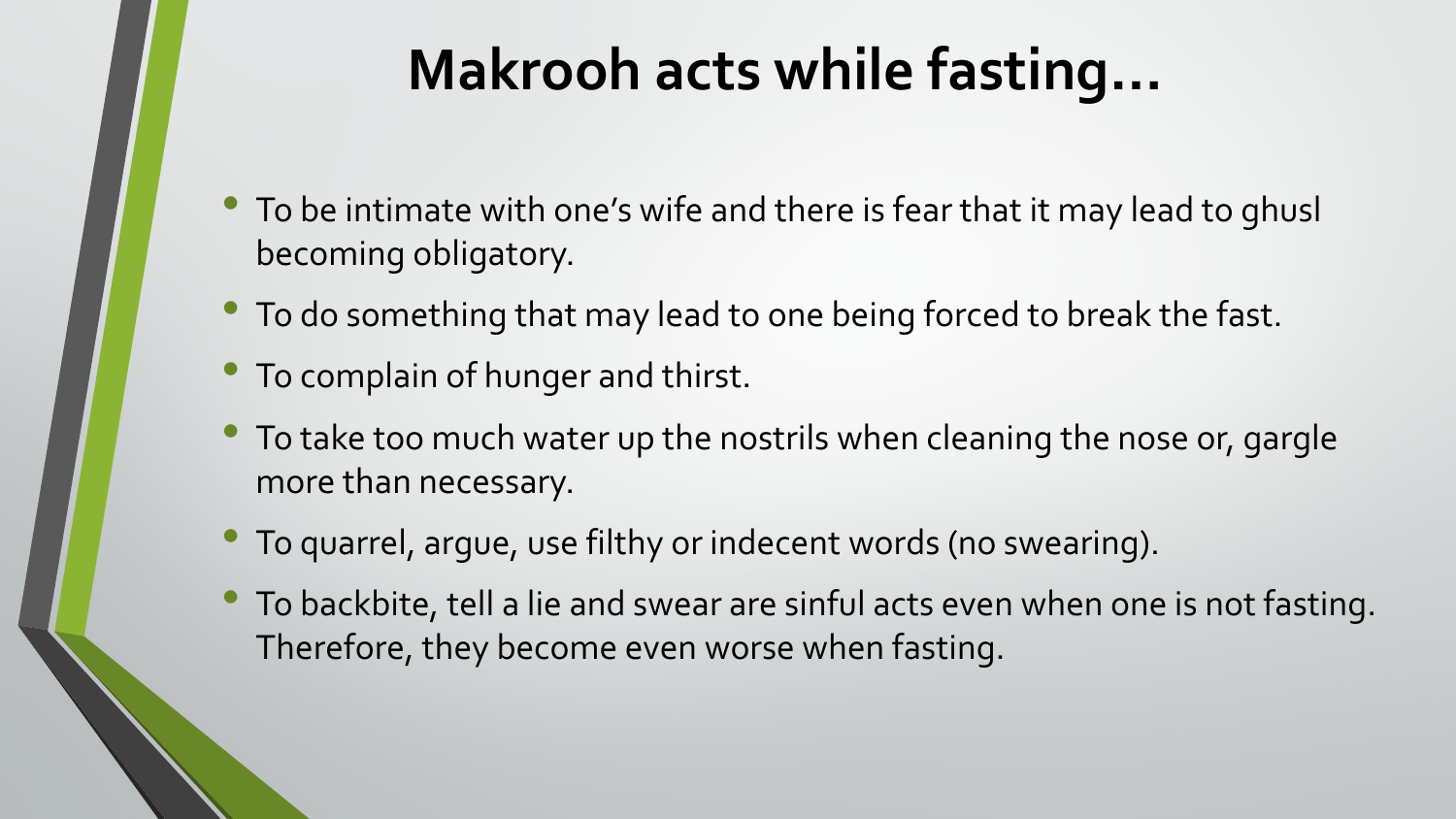# Makrooh acts while fasting…

- To be intimate with one's wife and there is fear that it may lead to ghusl becoming obligatory.
- To do something that may lead to one being forced to break the fast.
- To complain of hunger and thirst.
- To take too much water up the nostrils when cleaning the nose or, gargle more than necessary.
- To quarrel, argue, use filthy or indecent words (no swearing).
- To backbite, tell a lie and swear are sinful acts even when one is not fasting. Therefore, they become even worse when fasting.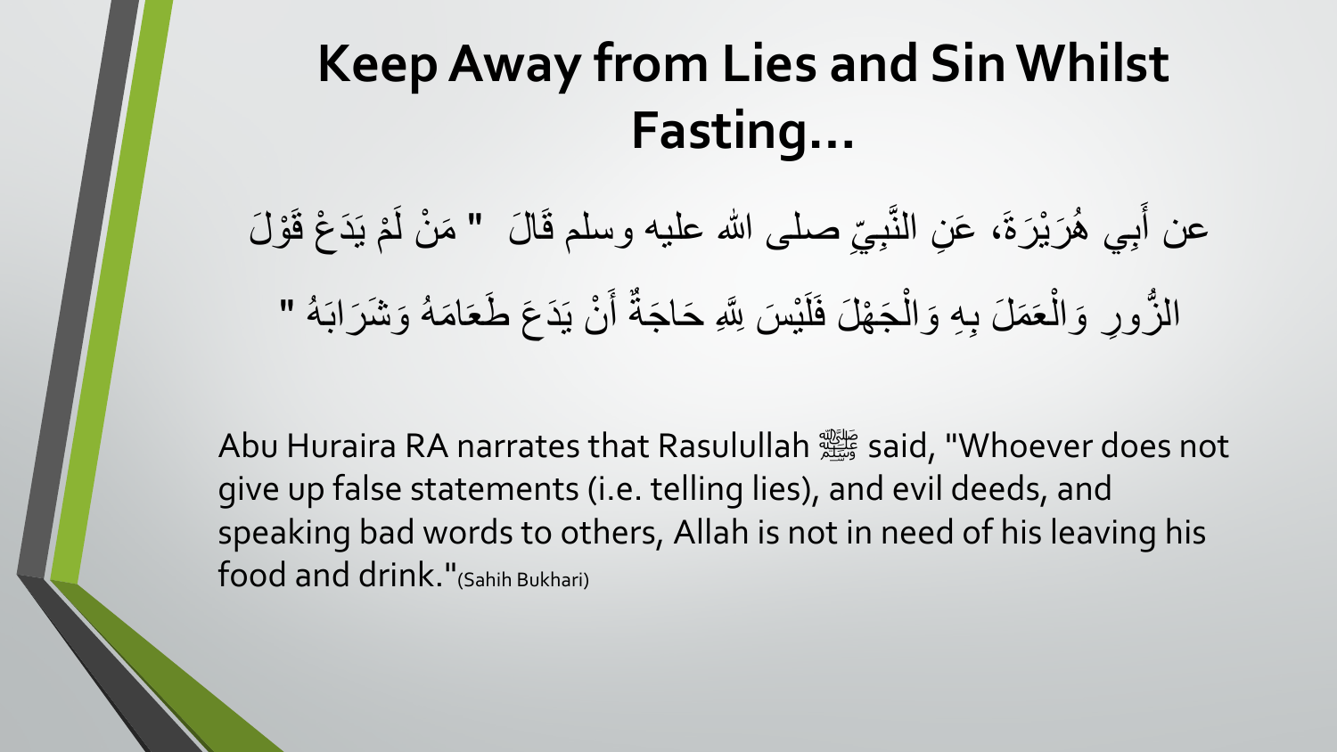# Keep Away from Lies and Sin Whilst Fasting…

عن أَبِي هُرَيْرَةَ، عَنِ النَّبِيِّ صلى الله عليه وسلم قَالَ " مَنْ لَمْ يَدَعْ قَوْلَ الزُّورِ وَالْعَمَلَ بِهِ وَالْجَهْلَ فَلَيْسَ لِلَّهِ حَاجَةٌ أَنْ يَدَعَ طَعَامَهُ وَشَرَابَهُ "

Abu Huraira RA narrates that Rasulullah ﷺ said, "Whoever does not give up false statements (i.e. telling lies), and evil deeds, and speaking bad words to others, Allah is not in need of his leaving his food and drink."(Sahih Bukhari)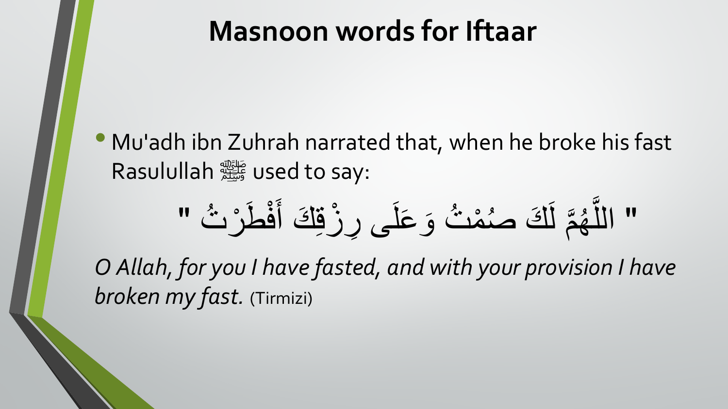# Masnoon words for Iftaar

- Mu'adh ibn Zuhrah narrated that, when he broke his fast Rasulullah ﷺ used to say:

" اللَّهُمَّ لَكَ صُمْتُ وَعَلَى رِزْقِكَ أَفْطَرْتُ "

*O Allah, for you I have fasted, and with your provision I have broken my fast.* (Tirmizi)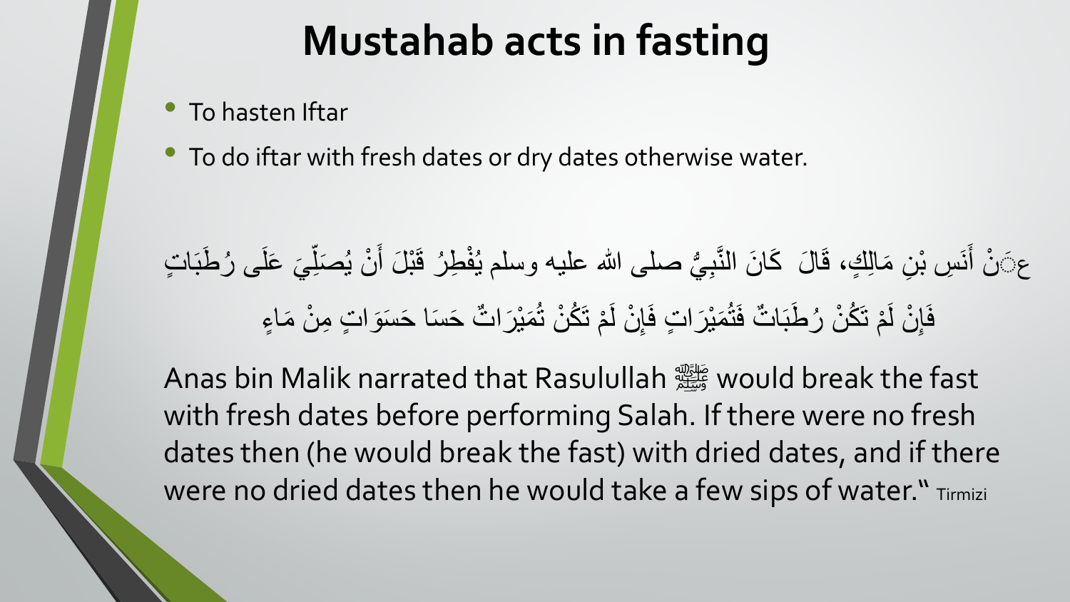# Mustahab acts in fasting

- To hasten Iftar
- To do iftar with fresh dates or dry dates otherwise water.

عَنْ أَنَسِ بْنِ مَالِكٍ، قَالَ كَانَ النَّبِيُّ صلى الله عليه وسلم يُفْطِرُ قَبْلَ أَنْ يُصَلِّيَ عَلَى رُطَبَاتٍ فَإِنْ لَمْ تَكُنْ رُطَبَاتٌ فَتُمَيْرَاتٍ فَإِنْ لَمْ تَكُنْ تُمَيْرَاتٌ حَسَا حَسَوَاتٍ مِنْ مَاءٍ

Anas bin Malik narrated that Rasulullah ﷺ would break the fast with fresh dates before performing Salah. If there were no fresh dates then (he would break the fast) with dried dates, and if there were no dried dates then he would take a few sips of water." Tirmizi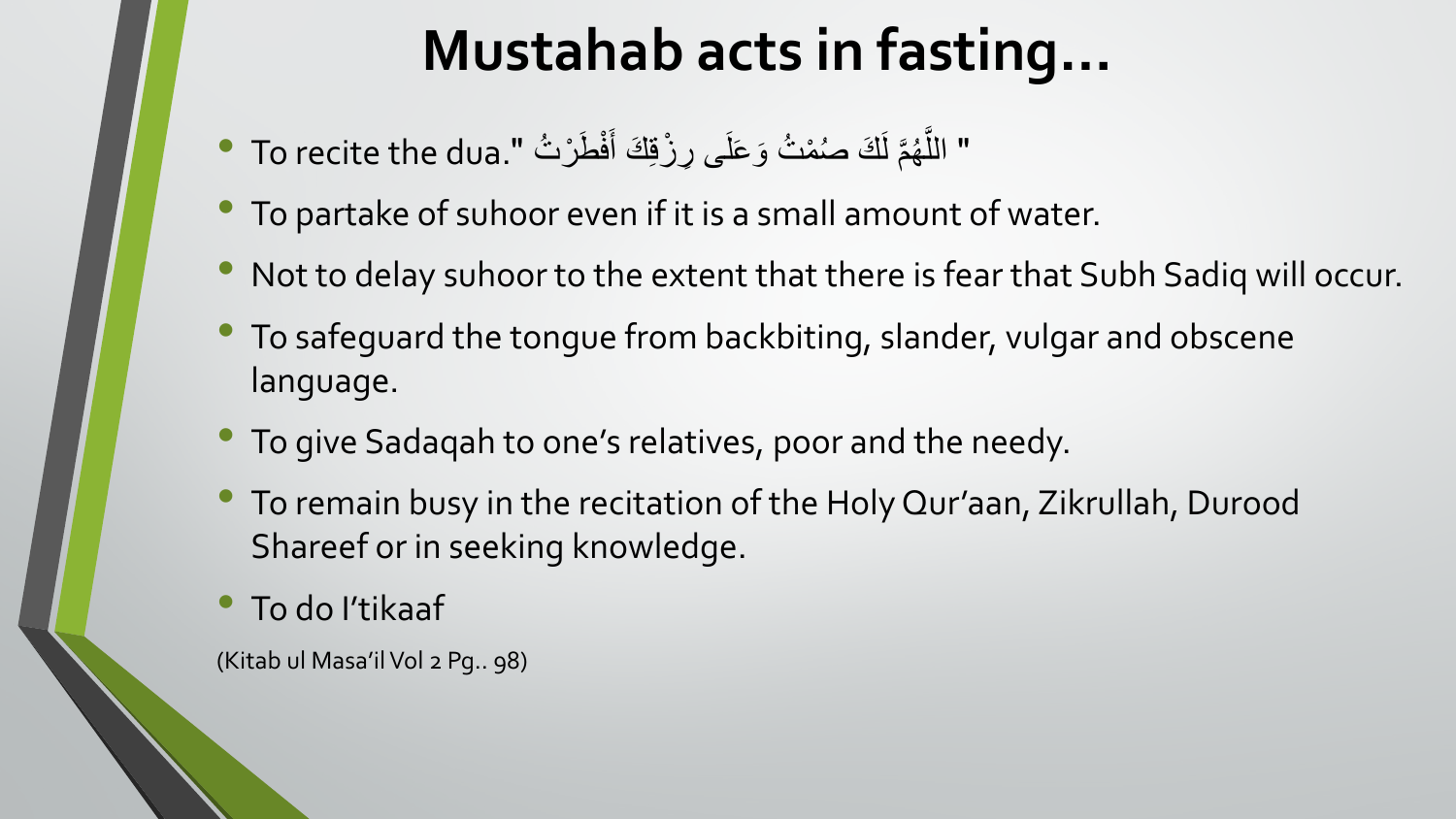# Mustahab acts in fasting…

- To recite the dua. " اللَّهُمَّ لَكَ صُمْتُ وَعَلَى رِزْقِكَ أَفْطَرْتُ "
- To partake of suhoor even if it is a small amount of water.
- Not to delay suhoor to the extent that there is fear that Subh Sadiq will occur.
- To safeguard the tongue from backbiting, slander, vulgar and obscene language.
- To give Sadaqah to one's relatives, poor and the needy.
- To remain busy in the recitation of the Holy Qur'aan, Zikrullah, Durood Shareef or in seeking knowledge.
- To do I'tikaaf

(Kitab ul Masa'il Vol 2 Pg.. 98)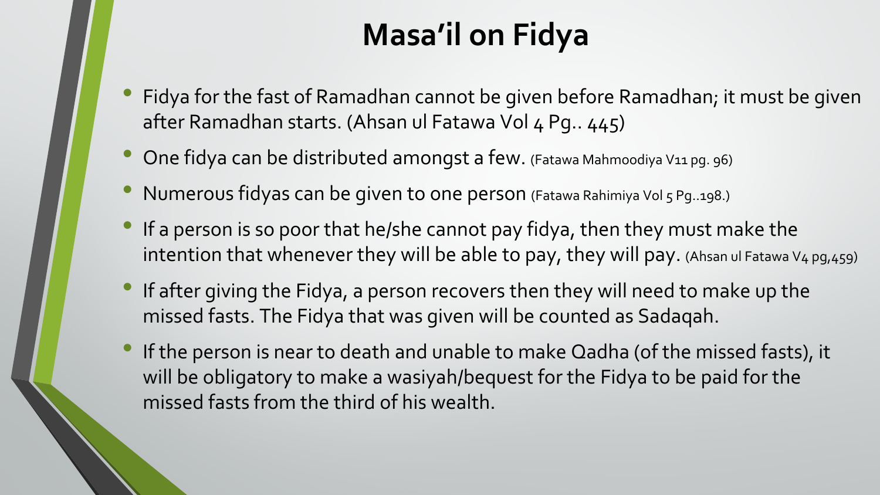# Masa'il on Fidya

- Fidya for the fast of Ramadhan cannot be given before Ramadhan; it must be given after Ramadhan starts. (Ahsan ul Fatawa Vol 4 Pg.. 445)
- One fidya can be distributed amongst a few. (Fatawa Mahmoodiya V11 pg. 96)
- Numerous fidyas can be given to one person (Fatawa Rahimiya Vol 5 Pg..198.)
- If a person is so poor that he/she cannot pay fidya, then they must make the intention that whenever they will be able to pay, they will pay. (Ahsan ul Fatawa V4 pg,459)
- If after giving the Fidya, a person recovers then they will need to make up the missed fasts. The Fidya that was given will be counted as Sadaqah.
- If the person is near to death and unable to make Qadha (of the missed fasts), it will be obligatory to make a wasiyah/bequest for the Fidya to be paid for the missed fasts from the third of his wealth.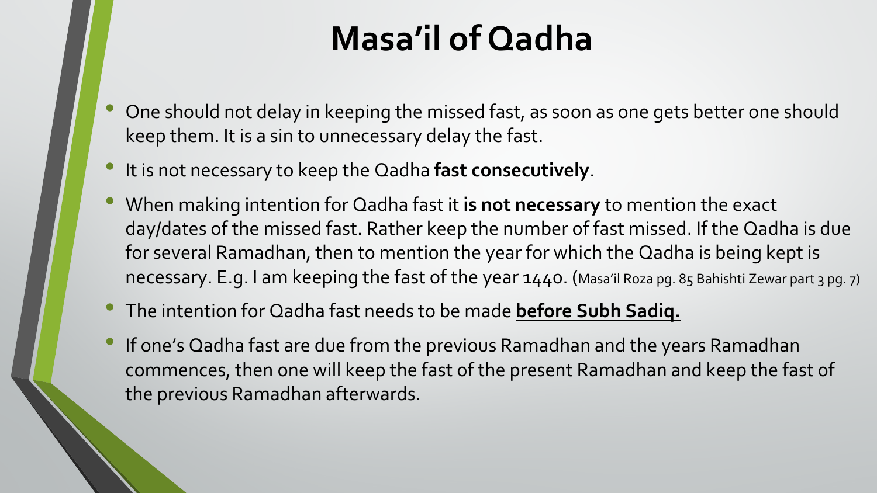# Masa'il of Qadha

- One should not delay in keeping the missed fast, as soon as one gets better one should keep them. It is a sin to unnecessary delay the fast.
- It is not necessary to keep the Qadha **fast consecutively**.
- When making intention for Qadha fast it **is not necessary** to mention the exact day/dates of the missed fast. Rather keep the number of fast missed. If the Qadha is due for several Ramadhan, then to mention the year for which the Qadha is being kept is necessary. E.g. I am keeping the fast of the year 1440. (Masa'il Roza pg. 85 Bahishti Zewar part 3 pg. 7)
- The intention for Qadha fast needs to be made **<u>before Subh Sadiq.</u>**
- If one's Qadha fast are due from the previous Ramadhan and the years Ramadhan commences, then one will keep the fast of the present Ramadhan and keep the fast of the previous Ramadhan afterwards.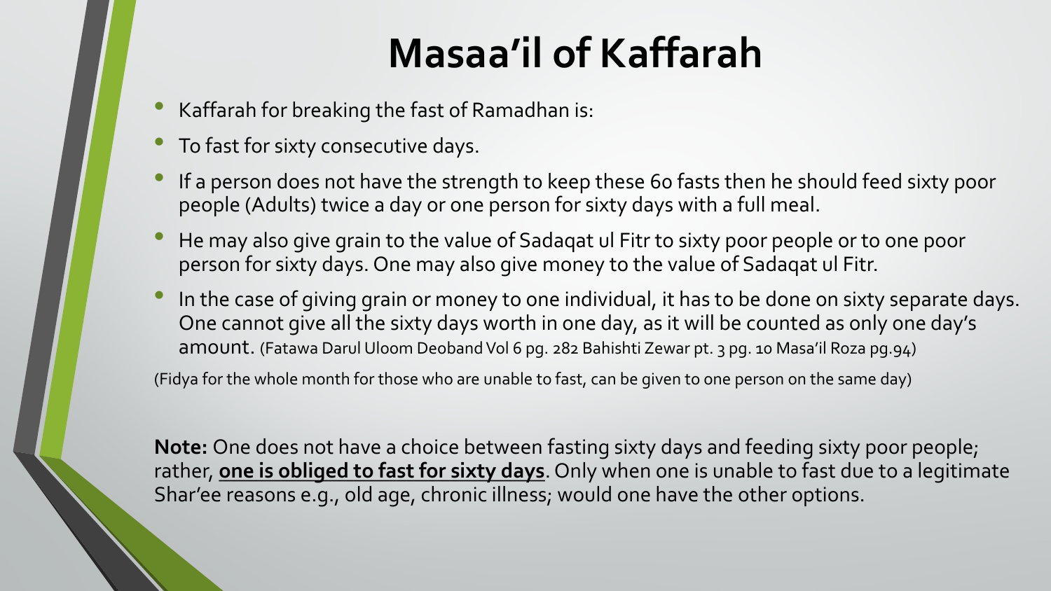# Masaa'il of Kaffarah

- Kaffarah for breaking the fast of Ramadhan is:
- To fast for sixty consecutive days.
- If a person does not have the strength to keep these 60 fasts then he should feed sixty poor people (Adults) twice a day or one person for sixty days with a full meal.
- He may also give grain to the value of Sadaqat ul Fitr to sixty poor people or to one poor person for sixty days. One may also give money to the value of Sadaqat ul Fitr.
- In the case of giving grain or money to one individual, it has to be done on sixty separate days. One cannot give all the sixty days worth in one day, as it will be counted as only one day's amount. (Fatawa Darul Uloom Deoband Vol 6 pg. 282 Bahishti Zewar pt. 3 pg. 10 Masa'il Roza pg.94)

(Fidya for the whole month for those who are unable to fast, can be given to one person on the same day)

**Note:** One does not have a choice between fasting sixty days and feeding sixty poor people; rather, **<u>one is obliged to fast for sixty days</u>**. Only when one is unable to fast due to a legitimate Shar'ee reasons e.g., old age, chronic illness; would one have the other options.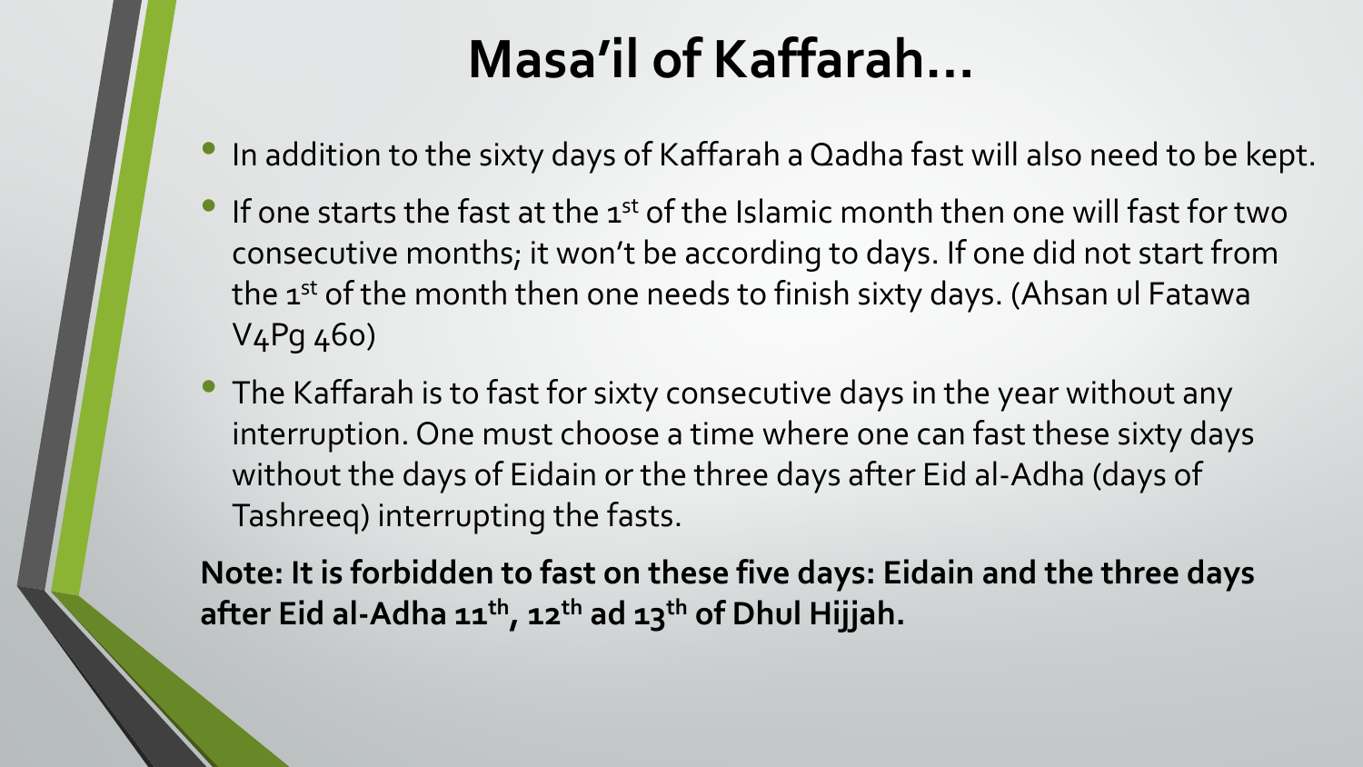# Masa'il of Kaffarah…

- In addition to the sixty days of Kaffarah a Qadha fast will also need to be kept.
- If one starts the fast at the 1st of the Islamic month then one will fast for two consecutive months; it won't be according to days. If one did not start from the 1st of the month then one needs to finish sixty days. (Ahsan ul Fatawa V4Pg 460)
- The Kaffarah is to fast for sixty consecutive days in the year without any interruption. One must choose a time where one can fast these sixty days without the days of Eidain or the three days after Eid al-Adha (days of Tashreeq) interrupting the fasts.

**Note: It is forbidden to fast on these five days: Eidain and the three days after Eid al-Adha 11th, 12th ad 13th of Dhul Hijjah.**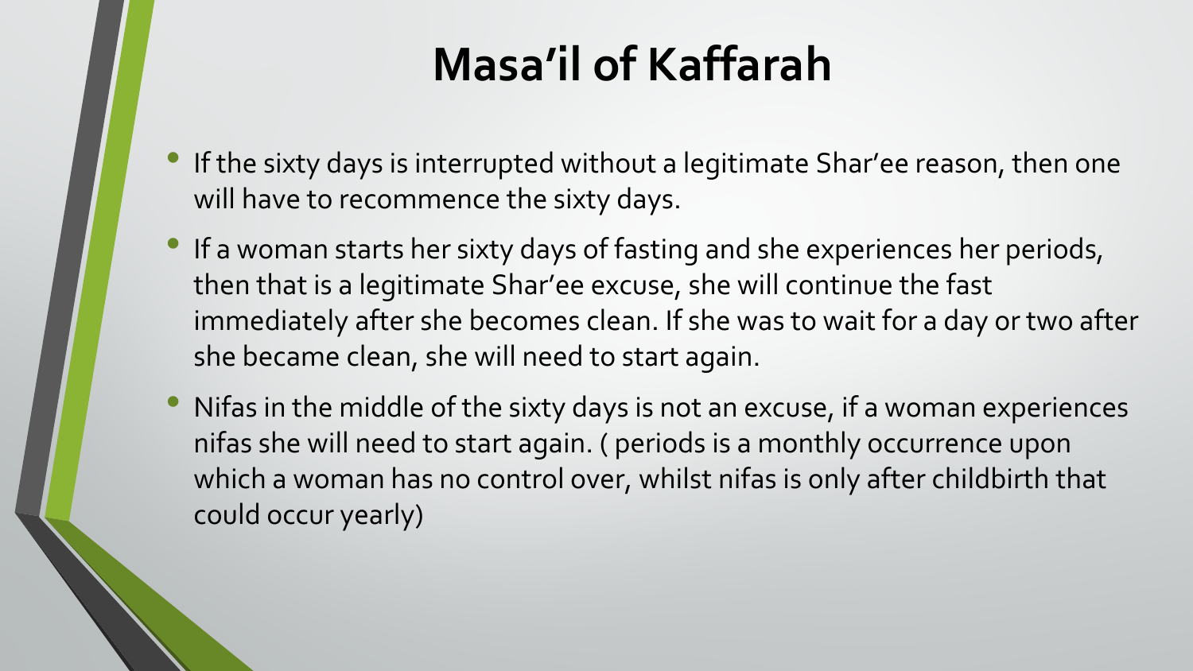# Masa'il of Kaffarah

- If the sixty days is interrupted without a legitimate Shar'ee reason, then one will have to recommence the sixty days.
- If a woman starts her sixty days of fasting and she experiences her periods, then that is a legitimate Shar'ee excuse, she will continue the fast immediately after she becomes clean. If she was to wait for a day or two after she became clean, she will need to start again.
- Nifas in the middle of the sixty days is not an excuse, if a woman experiences nifas she will need to start again. ( periods is a monthly occurrence upon which a woman has no control over, whilst nifas is only after childbirth that could occur yearly)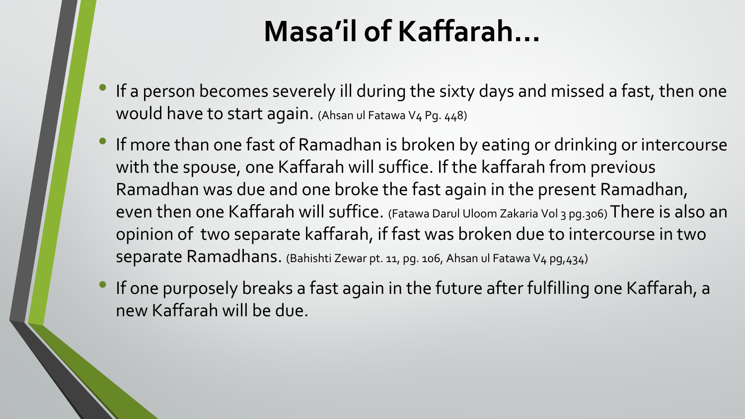# Masa'il of Kaffarah…

- If a person becomes severely ill during the sixty days and missed a fast, then one would have to start again. (Ahsan ul Fatawa V4 Pg. 448)
- If more than one fast of Ramadhan is broken by eating or drinking or intercourse with the spouse, one Kaffarah will suffice. If the kaffarah from previous Ramadhan was due and one broke the fast again in the present Ramadhan, even then one Kaffarah will suffice. (Fatawa Darul Uloom Zakaria Vol 3 pg.306) There is also an opinion of two separate kaffarah, if fast was broken due to intercourse in two separate Ramadhans. (Bahishti Zewar pt. 11, pg. 106, Ahsan ul Fatawa V4 pg,434)
- If one purposely breaks a fast again in the future after fulfilling one Kaffarah, a new Kaffarah will be due.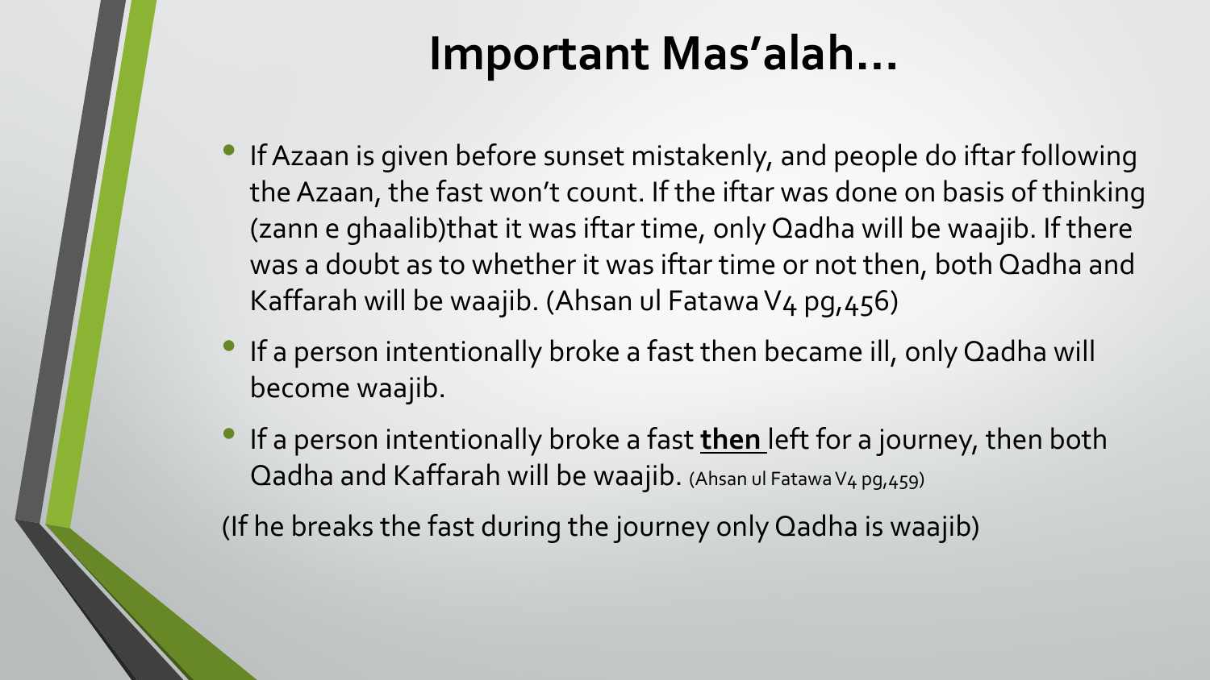# Important Mas'alah…

- If Azaan is given before sunset mistakenly, and people do iftar following the Azaan, the fast won't count. If the iftar was done on basis of thinking (zann e ghaalib)that it was iftar time, only Qadha will be waajib. If there was a doubt as to whether it was iftar time or not then, both Qadha and Kaffarah will be waajib. (Ahsan ul Fatawa V4 pg,456)
- If a person intentionally broke a fast then became ill, only Qadha will become waajib.
- If a person intentionally broke a fast **then** left for a journey, then both Qadha and Kaffarah will be waajib. (Ahsan ul Fatawa V4 pg,459)

(If he breaks the fast during the journey only Qadha is waajib)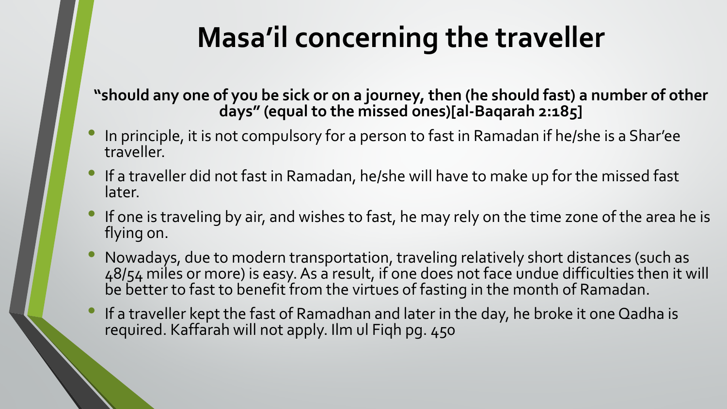# Masa'il concerning the traveller

**"should any one of you be sick or on a journey, then (he should fast) a number of other days" (equal to the missed ones)[al-Baqarah 2:185]**

- In principle, it is not compulsory for a person to fast in Ramadan if he/she is a Shar'ee traveller.
- If a traveller did not fast in Ramadan, he/she will have to make up for the missed fast later.
- If one is traveling by air, and wishes to fast, he may rely on the time zone of the area he is flying on.
- Nowadays, due to modern transportation, traveling relatively short distances (such as 48/54 miles or more) is easy. As a result, if one does not face undue difficulties then it will be better to fast to benefit from the virtues of fasting in the month of Ramadan.
- If a traveller kept the fast of Ramadhan and later in the day, he broke it one Qadha is required. Kaffarah will not apply. Ilm ul Fiqh pg. 450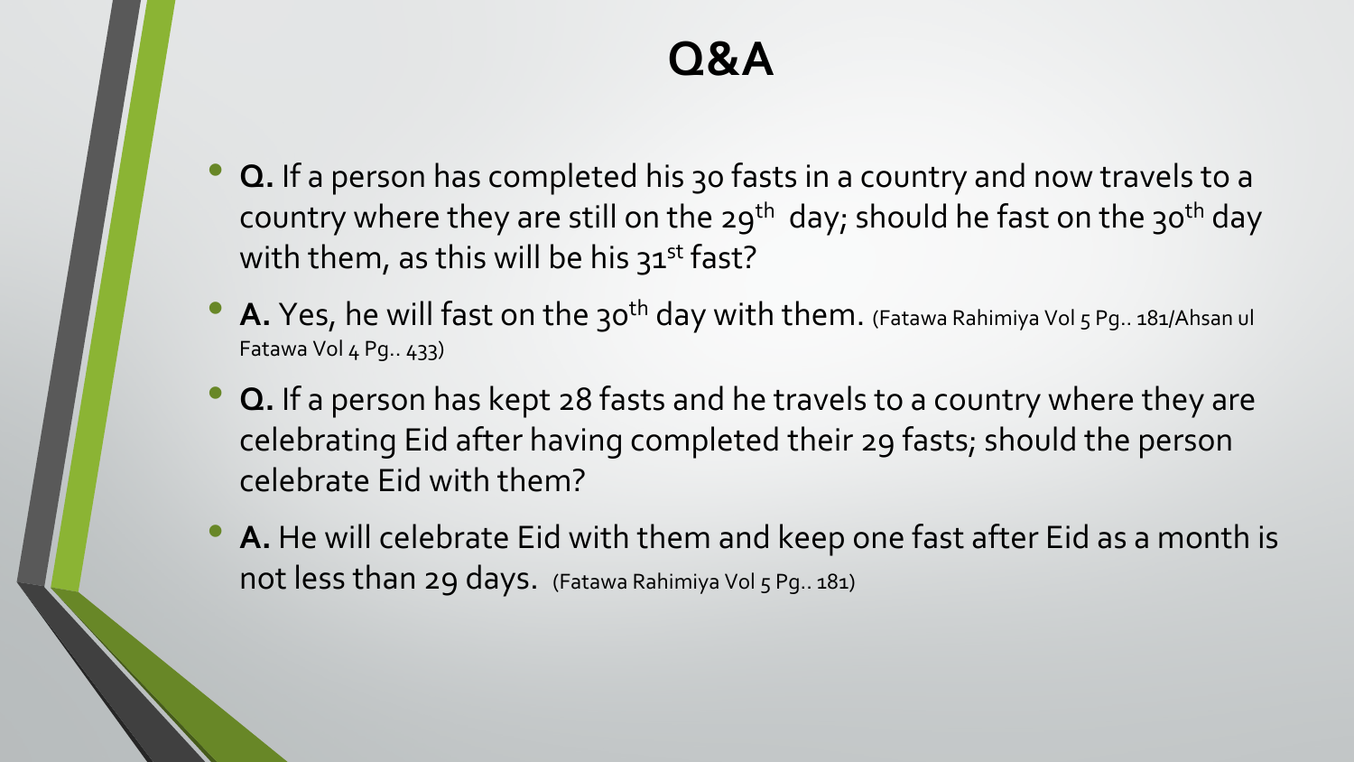# Q&A

- **Q.** If a person has completed his 30 fasts in a country and now travels to a country where they are still on the 29th day; should he fast on the 30th day with them, as this will be his 31st fast?
- **A.** Yes, he will fast on the 30th day with them. (Fatawa Rahimiya Vol 5 Pg.. 181/Ahsan ul Fatawa Vol 4 Pg.. 433)
- **Q.** If a person has kept 28 fasts and he travels to a country where they are celebrating Eid after having completed their 29 fasts; should the person celebrate Eid with them?
- **A.** He will celebrate Eid with them and keep one fast after Eid as a month is not less than 29 days. (Fatawa Rahimiya Vol 5 Pg.. 181)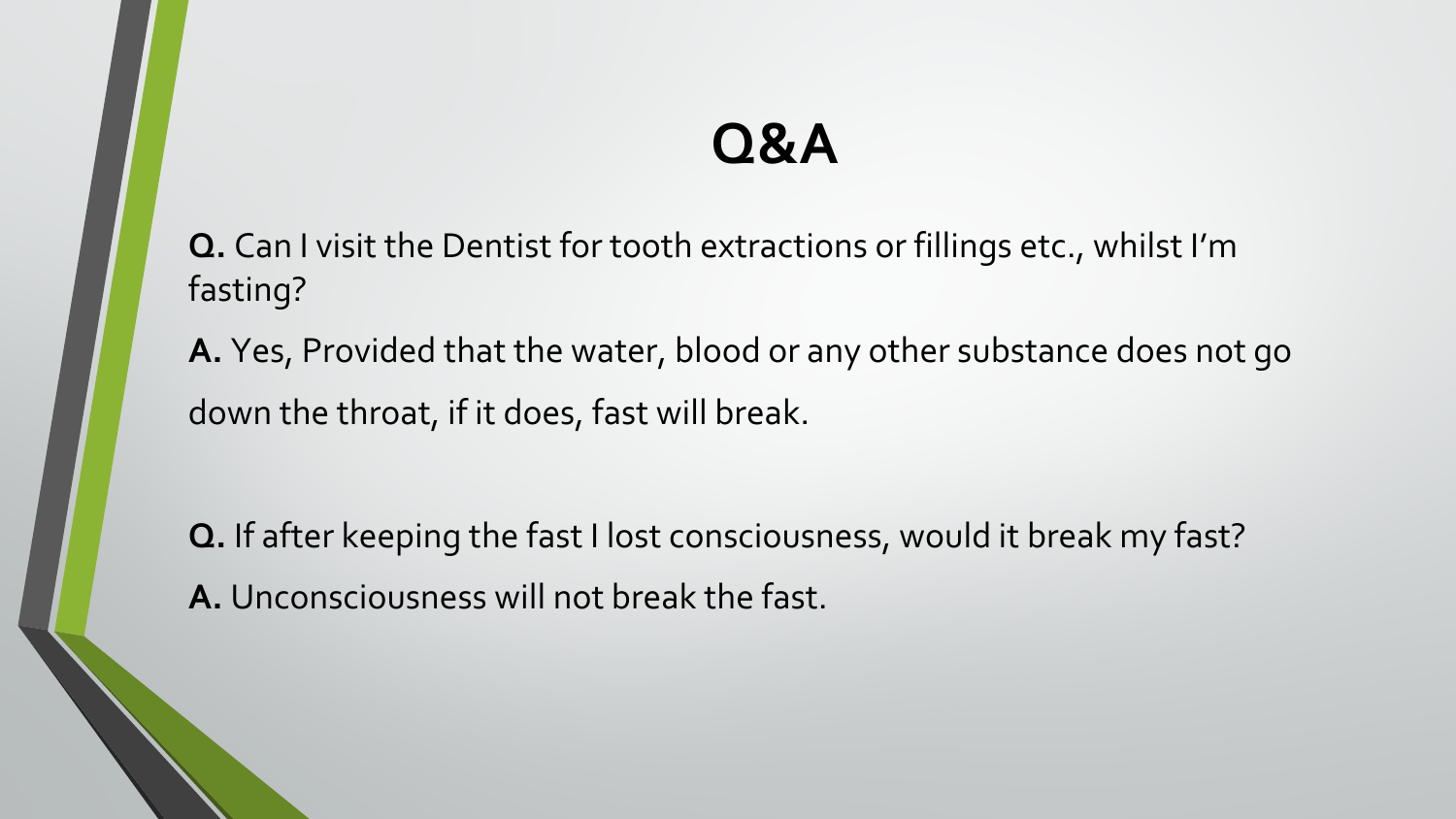# Q&A

**Q.** Can I visit the Dentist for tooth extractions or fillings etc., whilst I'm fasting?

**A.** Yes, Provided that the water, blood or any other substance does not go down the throat, if it does, fast will break.

**Q.** If after keeping the fast I lost consciousness, would it break my fast?

**A.** Unconsciousness will not break the fast.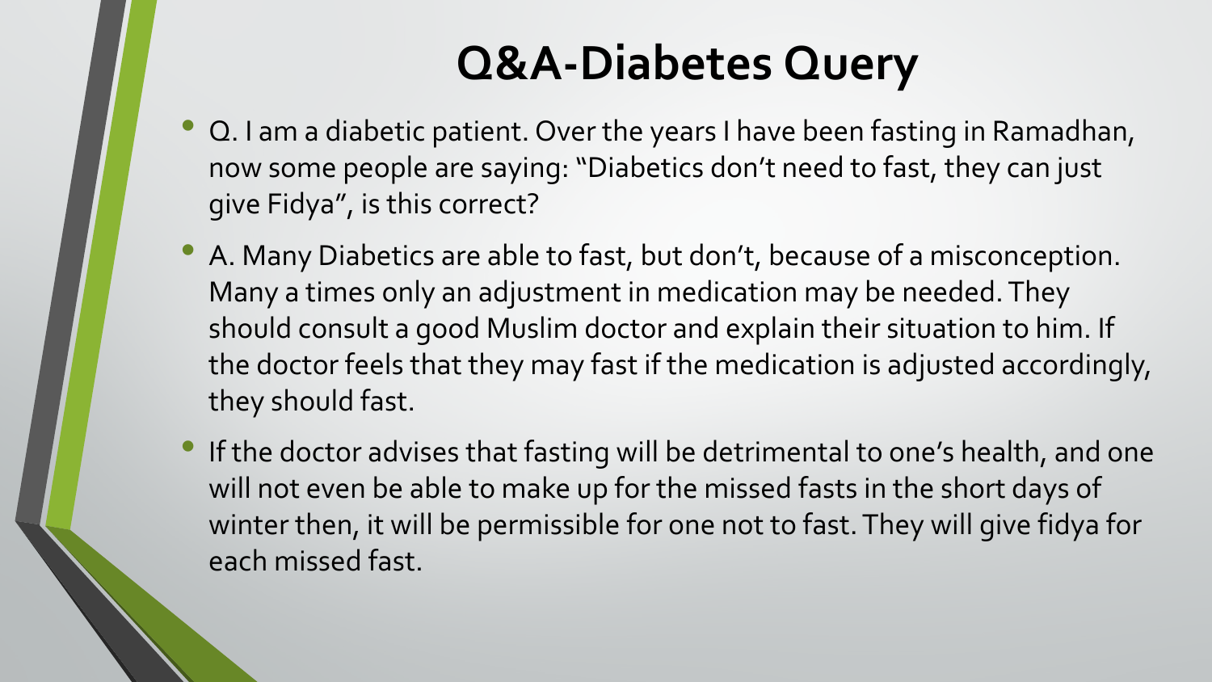# Q&A-Diabetes Query

- Q. I am a diabetic patient. Over the years I have been fasting in Ramadhan, now some people are saying: "Diabetics don't need to fast, they can just give Fidya", is this correct?
- A. Many Diabetics are able to fast, but don't, because of a misconception. Many a times only an adjustment in medication may be needed. They should consult a good Muslim doctor and explain their situation to him. If the doctor feels that they may fast if the medication is adjusted accordingly, they should fast.
- If the doctor advises that fasting will be detrimental to one's health, and one will not even be able to make up for the missed fasts in the short days of winter then, it will be permissible for one not to fast. They will give fidya for each missed fast.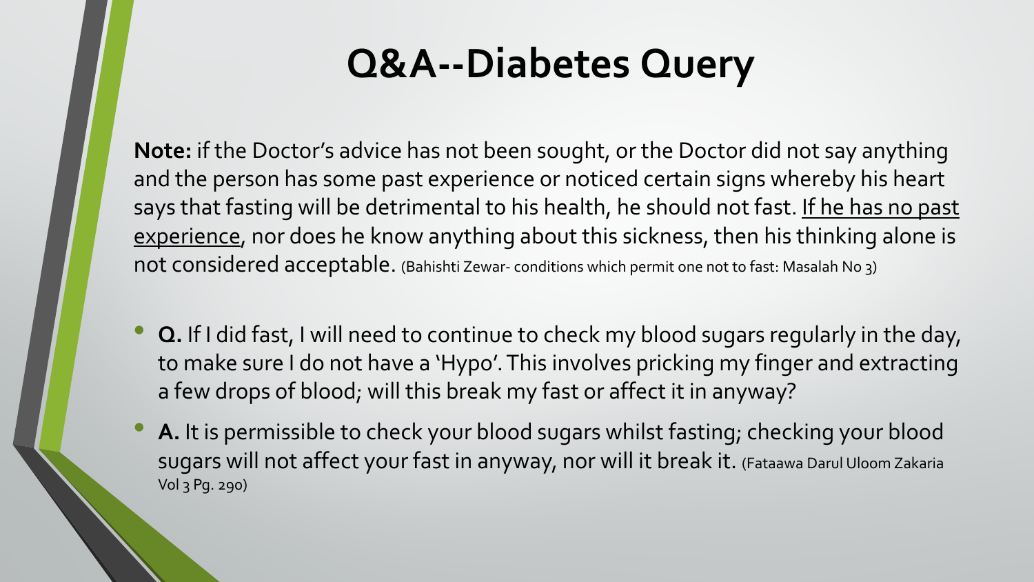# Q&A--Diabetes Query

**Note:** if the Doctor's advice has not been sought, or the Doctor did not say anything and the person has some past experience or noticed certain signs whereby his heart says that fasting will be detrimental to his health, he should not fast. <u>If he has no past experience</u>, nor does he know anything about this sickness, then his thinking alone is not considered acceptable. (Bahishti Zewar- conditions which permit one not to fast: Masalah No 3)

- **Q.** If I did fast, I will need to continue to check my blood sugars regularly in the day, to make sure I do not have a 'Hypo'. This involves pricking my finger and extracting a few drops of blood; will this break my fast or affect it in anyway?
- **A.** It is permissible to check your blood sugars whilst fasting; checking your blood sugars will not affect your fast in anyway, nor will it break it. (Fataawa Darul Uloom Zakaria Vol 3 Pg. 290)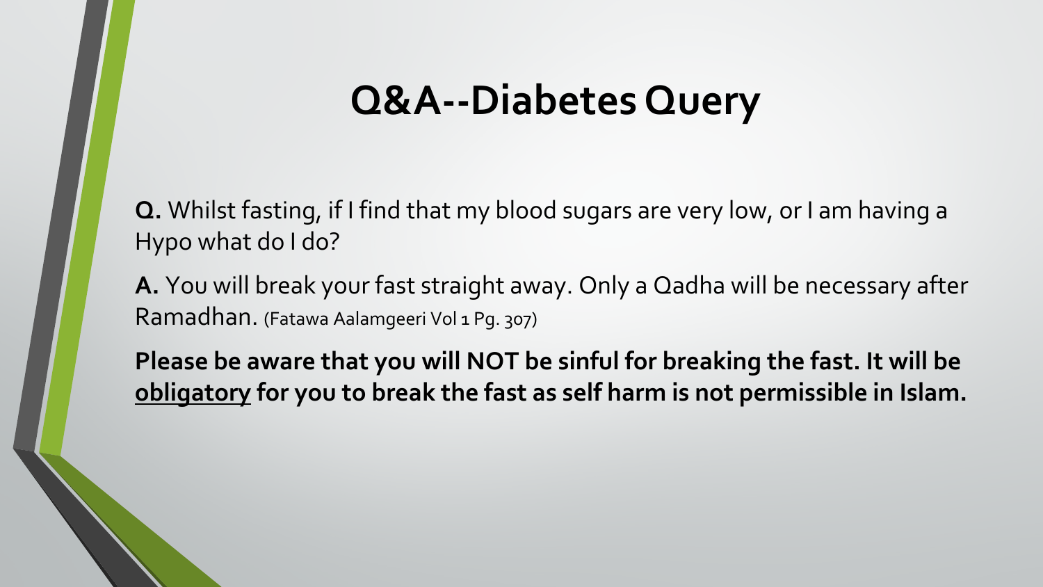# Q&A--Diabetes Query

**Q.** Whilst fasting, if I find that my blood sugars are very low, or I am having a Hypo what do I do?

**A.** You will break your fast straight away. Only a Qadha will be necessary after Ramadhan. (Fatawa Aalamgeeri Vol 1 Pg. 307)

**Please be aware that you will NOT be sinful for breaking the fast. It will be <u>obligatory</u> for you to break the fast as self harm is not permissible in Islam.**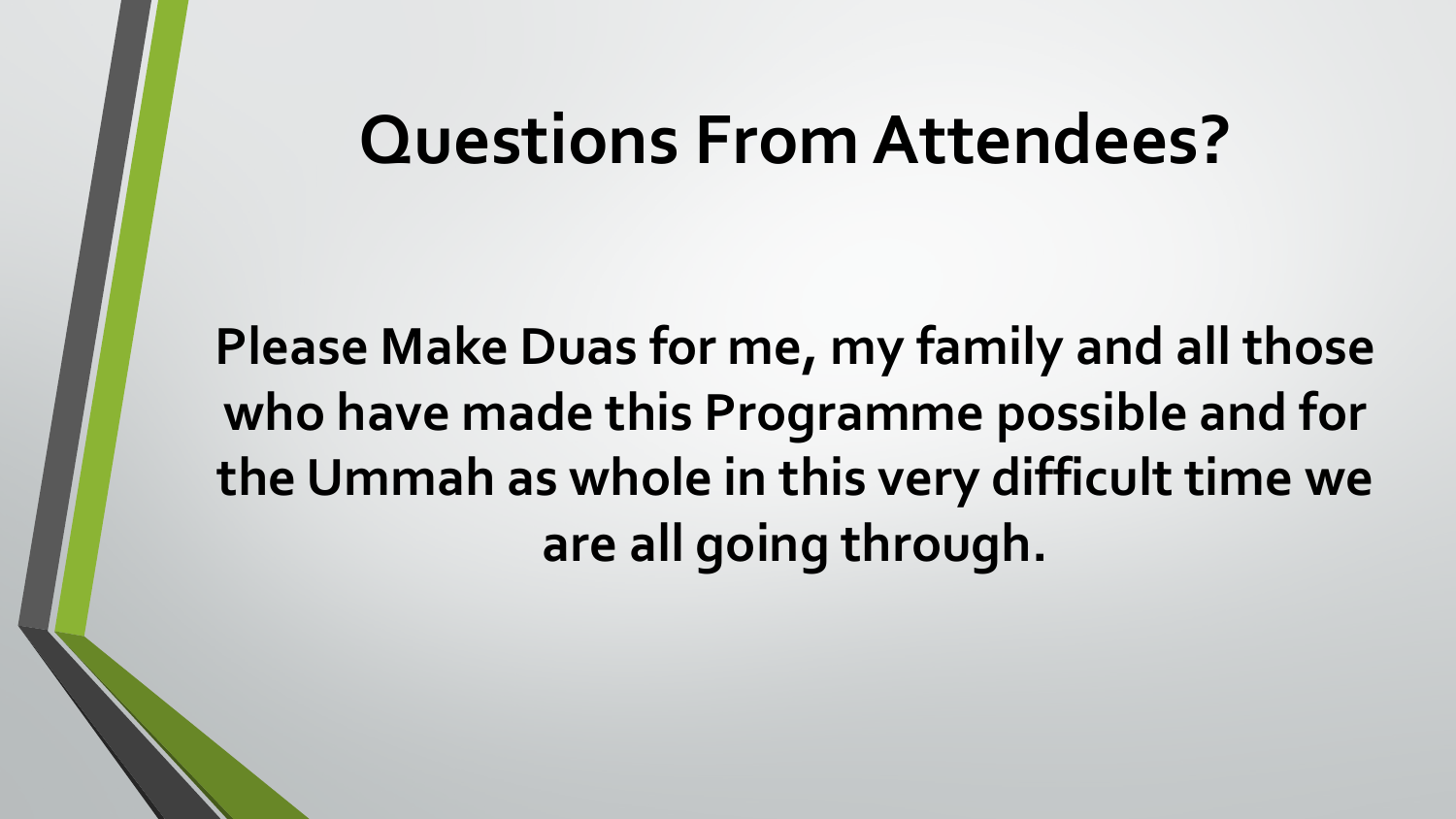# Questions From Attendees?

**Please Make Duas for me, my family and all those who have made this Programme possible and for the Ummah as whole in this very difficult time we are all going through.**